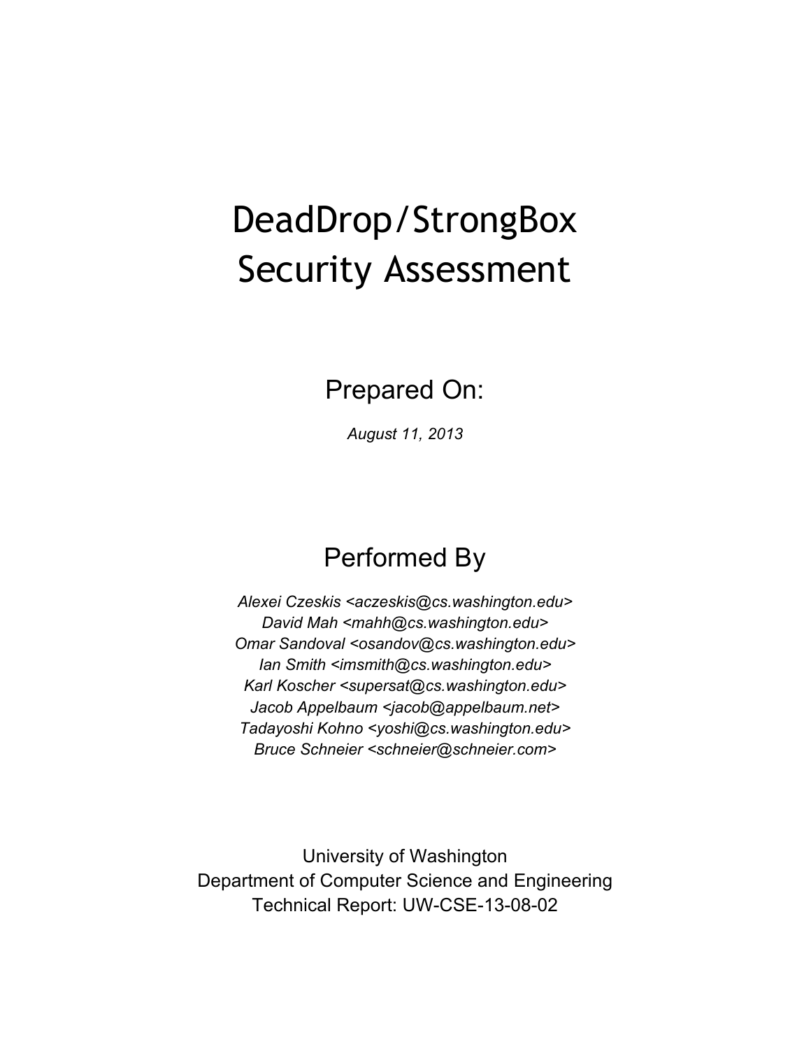# DeadDrop/StrongBox Security Assessment

## Prepared On:

*August 11, 2013*

## Performed By

*Alexei Czeskis <aczeskis@cs.washington.edu>*
*David Mah <mahh@cs.washington.edu>*
*Omar Sandoval <osandov@cs.washington.edu>*
*Ian Smith <imsmith@cs.washington.edu>*
*Karl Koscher <supersat@cs.washington.edu>*
*Jacob Appelbaum <jacob@appelbaum.net>*
*Tadayoshi Kohno <yoshi@cs.washington.edu>*
*Bruce Schneier <schneier@schneier.com>*

University of Washington
Department of Computer Science and Engineering
Technical Report: UW-CSE-13-08-02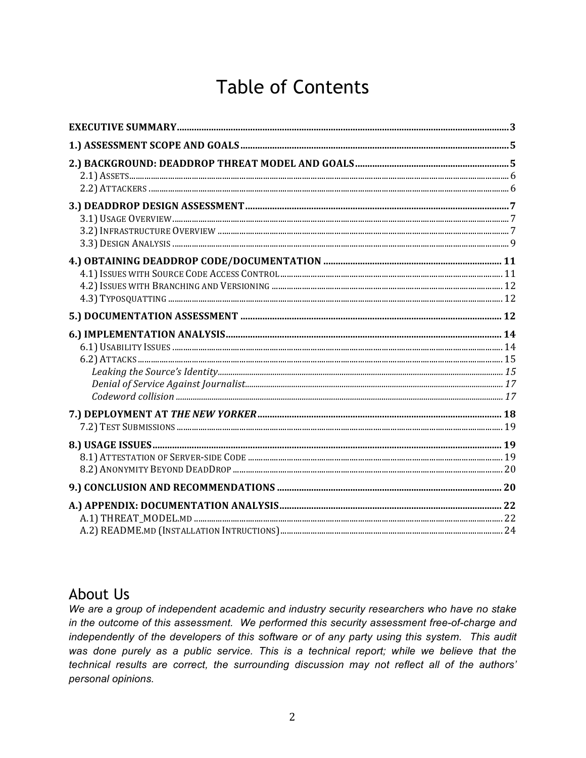# Table of Contents

- **EXECUTIVE SUMMARY** ..... 3
- **1.) ASSESSMENT SCOPE AND GOALS** ..... 5
- **2.) BACKGROUND: DEADDROP THREAT MODEL AND GOALS** ..... 5
  - 2.1) ASSETS ..... 6
  - 2.2) ATTACKERS ..... 6
- **3.) DEADDROP DESIGN ASSESSMENT** ..... 7
  - 3.1) USAGE OVERVIEW ..... 7
  - 3.2) INFRASTRUCTURE OVERVIEW ..... 7
  - 3.3) DESIGN ANALYSIS ..... 9
- **4.) OBTAINING DEADDROP CODE/DOCUMENTATION** ..... 11
  - 4.1) ISSUES WITH SOURCE CODE ACCESS CONTROL ..... 11
  - 4.2) ISSUES WITH BRANCHING AND VERSIONING ..... 12
  - 4.3) TYPOSQUATTING ..... 12
- **5.) DOCUMENTATION ASSESSMENT** ..... 12
- **6.) IMPLEMENTATION ANALYSIS** ..... 14
  - 6.1) USABILITY ISSUES ..... 14
  - 6.2) ATTACKS ..... 15
    - *Leaking the Source's Identity* ..... *15*
    - *Denial of Service Against Journalist* ..... *17*
    - *Codeword collision* ..... *17*
- **7.) DEPLOYMENT AT *THE NEW YORKER*** ..... 18
  - 7.2) TEST SUBMISSIONS ..... 19
- **8.) USAGE ISSUES** ..... 19
  - 8.1) ATTESTATION OF SERVER-SIDE CODE ..... 19
  - 8.2) ANONYMITY BEYOND DEADDROP ..... 20
- **9.) CONCLUSION AND RECOMMENDATIONS** ..... 20
- **A.) APPENDIX: DOCUMENTATION ANALYSIS** ..... 22
  - A.1) THREAT_MODEL.MD ..... 22
  - A.2) README.MD (INSTALLATION INTRUCTIONS) ..... 24

## About Us

*We are a group of independent academic and industry security researchers who have no stake in the outcome of this assessment. We performed this security assessment free-of-charge and independently of the developers of this software or of any party using this system. This audit was done purely as a public service. This is a technical report; while we believe that the technical results are correct, the surrounding discussion may not reflect all of the authors' personal opinions.*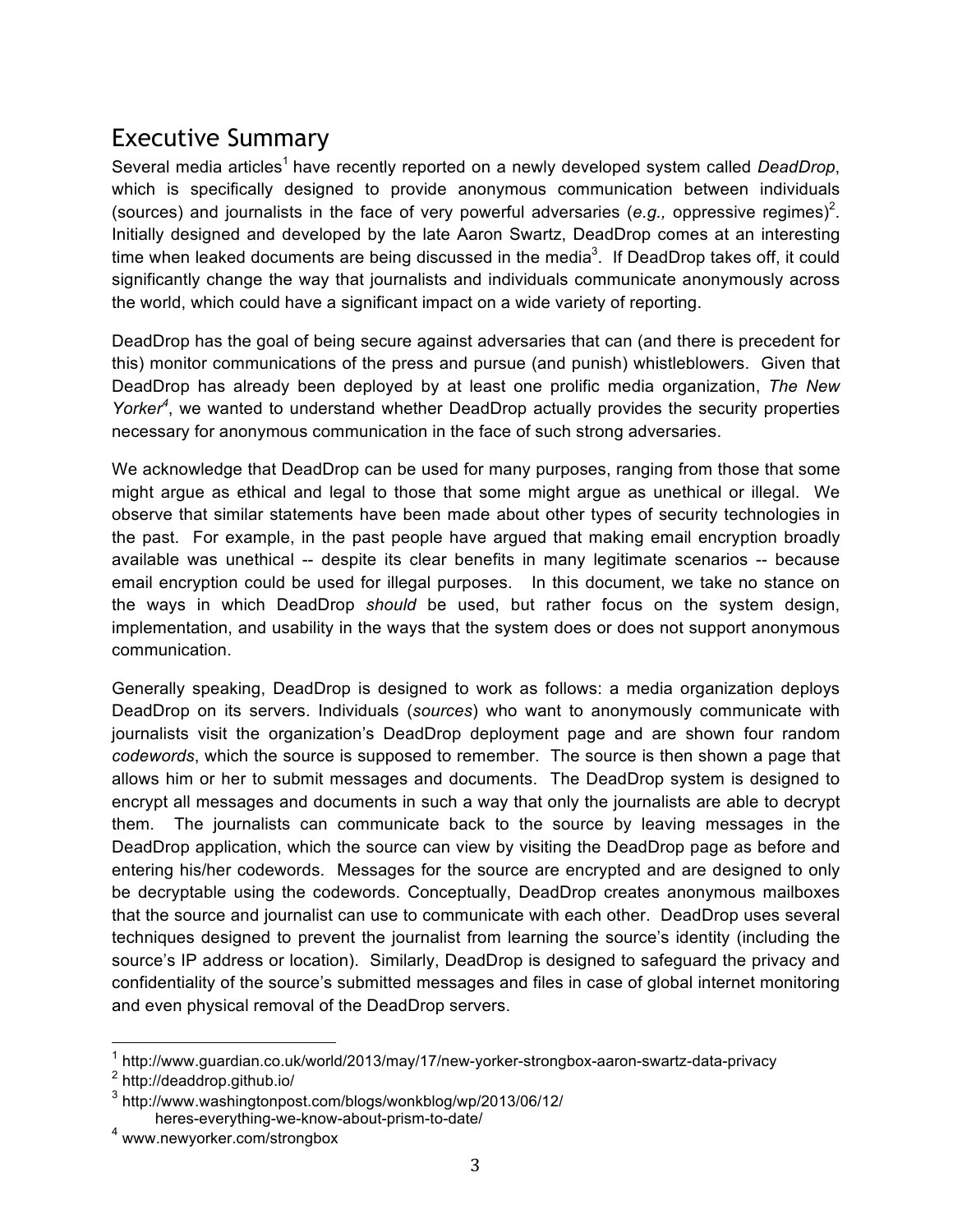# Executive Summary

Several media articles[1] have recently reported on a newly developed system called *DeadDrop*, which is specifically designed to provide anonymous communication between individuals (sources) and journalists in the face of very powerful adversaries (*e.g.,* oppressive regimes)[2]. Initially designed and developed by the late Aaron Swartz, DeadDrop comes at an interesting time when leaked documents are being discussed in the media[3]. If DeadDrop takes off, it could significantly change the way that journalists and individuals communicate anonymously across the world, which could have a significant impact on a wide variety of reporting.

DeadDrop has the goal of being secure against adversaries that can (and there is precedent for this) monitor communications of the press and pursue (and punish) whistleblowers. Given that DeadDrop has already been deployed by at least one prolific media organization, *The New Yorker*[4], we wanted to understand whether DeadDrop actually provides the security properties necessary for anonymous communication in the face of such strong adversaries.

We acknowledge that DeadDrop can be used for many purposes, ranging from those that some might argue as ethical and legal to those that some might argue as unethical or illegal. We observe that similar statements have been made about other types of security technologies in the past. For example, in the past people have argued that making email encryption broadly available was unethical -- despite its clear benefits in many legitimate scenarios -- because email encryption could be used for illegal purposes. In this document, we take no stance on the ways in which DeadDrop *should* be used, but rather focus on the system design, implementation, and usability in the ways that the system does or does not support anonymous communication.

Generally speaking, DeadDrop is designed to work as follows: a media organization deploys DeadDrop on its servers. Individuals (*sources*) who want to anonymously communicate with journalists visit the organization's DeadDrop deployment page and are shown four random *codewords*, which the source is supposed to remember. The source is then shown a page that allows him or her to submit messages and documents. The DeadDrop system is designed to encrypt all messages and documents in such a way that only the journalists are able to decrypt them. The journalists can communicate back to the source by leaving messages in the DeadDrop application, which the source can view by visiting the DeadDrop page as before and entering his/her codewords. Messages for the source are encrypted and are designed to only be decryptable using the codewords. Conceptually, DeadDrop creates anonymous mailboxes that the source and journalist can use to communicate with each other. DeadDrop uses several techniques designed to prevent the journalist from learning the source's identity (including the source's IP address or location). Similarly, DeadDrop is designed to safeguard the privacy and confidentiality of the source's submitted messages and files in case of global internet monitoring and even physical removal of the DeadDrop servers.

---

[1] http://www.guardian.co.uk/world/2013/may/17/new-yorker-strongbox-aaron-swartz-data-privacy

[2] http://deaddrop.github.io/

[3] http://www.washingtonpost.com/blogs/wonkblog/wp/2013/06/12/heres-everything-we-know-about-prism-to-date/

[4] www.newyorker.com/strongbox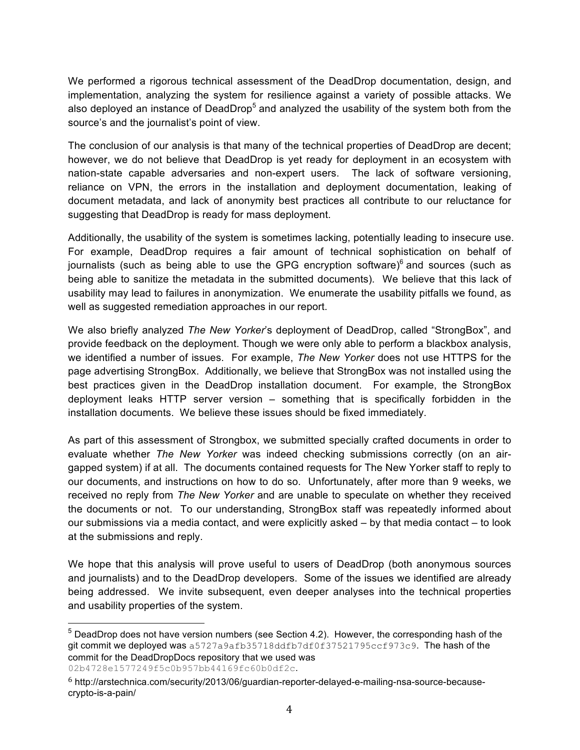We performed a rigorous technical assessment of the DeadDrop documentation, design, and implementation, analyzing the system for resilience against a variety of possible attacks. We also deployed an instance of DeadDrop[5] and analyzed the usability of the system both from the source's and the journalist's point of view.

The conclusion of our analysis is that many of the technical properties of DeadDrop are decent; however, we do not believe that DeadDrop is yet ready for deployment in an ecosystem with nation-state capable adversaries and non-expert users. The lack of software versioning, reliance on VPN, the errors in the installation and deployment documentation, leaking of document metadata, and lack of anonymity best practices all contribute to our reluctance for suggesting that DeadDrop is ready for mass deployment.

Additionally, the usability of the system is sometimes lacking, potentially leading to insecure use. For example, DeadDrop requires a fair amount of technical sophistication on behalf of journalists (such as being able to use the GPG encryption software)[6] and sources (such as being able to sanitize the metadata in the submitted documents). We believe that this lack of usability may lead to failures in anonymization. We enumerate the usability pitfalls we found, as well as suggested remediation approaches in our report.

We also briefly analyzed *The New Yorker*'s deployment of DeadDrop, called "StrongBox", and provide feedback on the deployment. Though we were only able to perform a blackbox analysis, we identified a number of issues. For example, *The New Yorker* does not use HTTPS for the page advertising StrongBox. Additionally, we believe that StrongBox was not installed using the best practices given in the DeadDrop installation document. For example, the StrongBox deployment leaks HTTP server version – something that is specifically forbidden in the installation documents. We believe these issues should be fixed immediately.

As part of this assessment of Strongbox, we submitted specially crafted documents in order to evaluate whether *The New Yorker* was indeed checking submissions correctly (on an air-gapped system) if at all. The documents contained requests for The New Yorker staff to reply to our documents, and instructions on how to do so. Unfortunately, after more than 9 weeks, we received no reply from *The New Yorker* and are unable to speculate on whether they received the documents or not. To our understanding, StrongBox staff was repeatedly informed about our submissions via a media contact, and were explicitly asked – by that media contact – to look at the submissions and reply.

We hope that this analysis will prove useful to users of DeadDrop (both anonymous sources and journalists) and to the DeadDrop developers. Some of the issues we identified are already being addressed. We invite subsequent, even deeper analyses into the technical properties and usability properties of the system.

---

[5] DeadDrop does not have version numbers (see Section 4.2). However, the corresponding hash of the git commit we deployed was `a5727a9afb35718ddfb7df0f37521795ccf973c9`. The hash of the commit for the DeadDropDocs repository that we used was `02b4728e1577249f5c0b957bb44169fc60b0df2c`.

[6] http://arstechnica.com/security/2013/06/guardian-reporter-delayed-e-mailing-nsa-source-because-crypto-is-a-pain/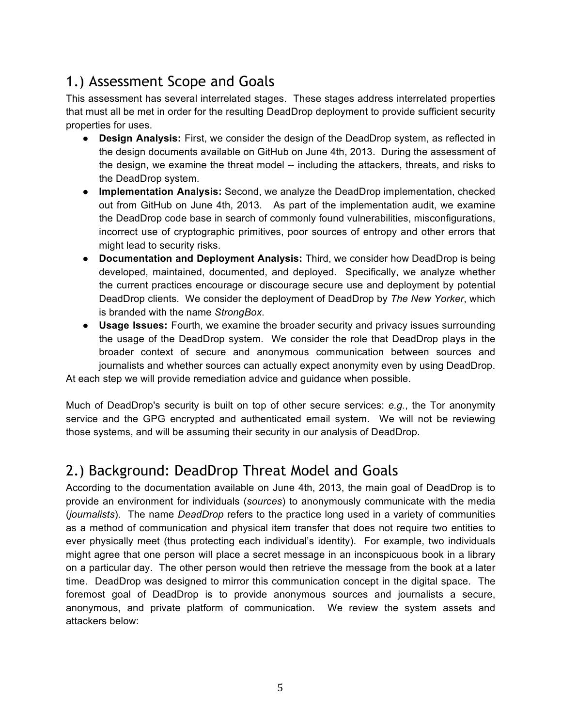## 1.) Assessment Scope and Goals

This assessment has several interrelated stages. These stages address interrelated properties that must all be met in order for the resulting DeadDrop deployment to provide sufficient security properties for uses.

- **Design Analysis:** First, we consider the design of the DeadDrop system, as reflected in the design documents available on GitHub on June 4th, 2013. During the assessment of the design, we examine the threat model -- including the attackers, threats, and risks to the DeadDrop system.
- **Implementation Analysis:** Second, we analyze the DeadDrop implementation, checked out from GitHub on June 4th, 2013. As part of the implementation audit, we examine the DeadDrop code base in search of commonly found vulnerabilities, misconfigurations, incorrect use of cryptographic primitives, poor sources of entropy and other errors that might lead to security risks.
- **Documentation and Deployment Analysis:** Third, we consider how DeadDrop is being developed, maintained, documented, and deployed. Specifically, we analyze whether the current practices encourage or discourage secure use and deployment by potential DeadDrop clients. We consider the deployment of DeadDrop by *The New Yorker*, which is branded with the name *StrongBox*.
- **Usage Issues:** Fourth, we examine the broader security and privacy issues surrounding the usage of the DeadDrop system. We consider the role that DeadDrop plays in the broader context of secure and anonymous communication between sources and journalists and whether sources can actually expect anonymity even by using DeadDrop.

At each step we will provide remediation advice and guidance when possible.

Much of DeadDrop's security is built on top of other secure services: *e.g.*, the Tor anonymity service and the GPG encrypted and authenticated email system. We will not be reviewing those systems, and will be assuming their security in our analysis of DeadDrop.

## 2.) Background: DeadDrop Threat Model and Goals

According to the documentation available on June 4th, 2013, the main goal of DeadDrop is to provide an environment for individuals (*sources*) to anonymously communicate with the media (*journalists*). The name *DeadDrop* refers to the practice long used in a variety of communities as a method of communication and physical item transfer that does not require two entities to ever physically meet (thus protecting each individual's identity). For example, two individuals might agree that one person will place a secret message in an inconspicuous book in a library on a particular day. The other person would then retrieve the message from the book at a later time. DeadDrop was designed to mirror this communication concept in the digital space. The foremost goal of DeadDrop is to provide anonymous sources and journalists a secure, anonymous, and private platform of communication. We review the system assets and attackers below: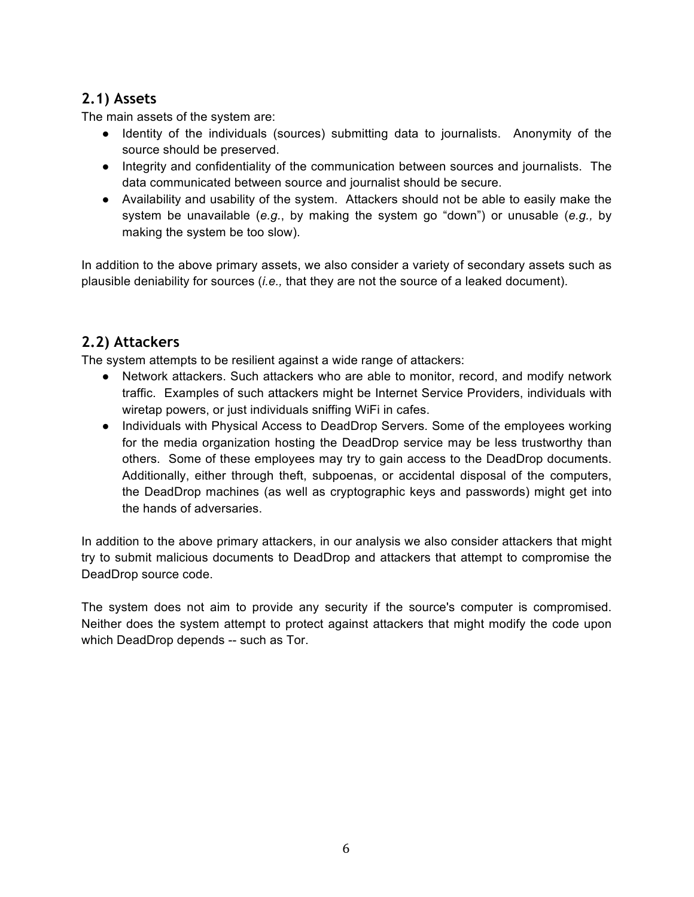## 2.1) Assets

The main assets of the system are:

- Identity of the individuals (sources) submitting data to journalists. Anonymity of the source should be preserved.
- Integrity and confidentiality of the communication between sources and journalists. The data communicated between source and journalist should be secure.
- Availability and usability of the system. Attackers should not be able to easily make the system be unavailable (*e.g.*, by making the system go "down") or unusable (*e.g.,* by making the system be too slow).

In addition to the above primary assets, we also consider a variety of secondary assets such as plausible deniability for sources (*i.e.,* that they are not the source of a leaked document).

## 2.2) Attackers

The system attempts to be resilient against a wide range of attackers:

- Network attackers. Such attackers who are able to monitor, record, and modify network traffic. Examples of such attackers might be Internet Service Providers, individuals with wiretap powers, or just individuals sniffing WiFi in cafes.
- Individuals with Physical Access to DeadDrop Servers. Some of the employees working for the media organization hosting the DeadDrop service may be less trustworthy than others. Some of these employees may try to gain access to the DeadDrop documents. Additionally, either through theft, subpoenas, or accidental disposal of the computers, the DeadDrop machines (as well as cryptographic keys and passwords) might get into the hands of adversaries.

In addition to the above primary attackers, in our analysis we also consider attackers that might try to submit malicious documents to DeadDrop and attackers that attempt to compromise the DeadDrop source code.

The system does not aim to provide any security if the source's computer is compromised. Neither does the system attempt to protect against attackers that might modify the code upon which DeadDrop depends -- such as Tor.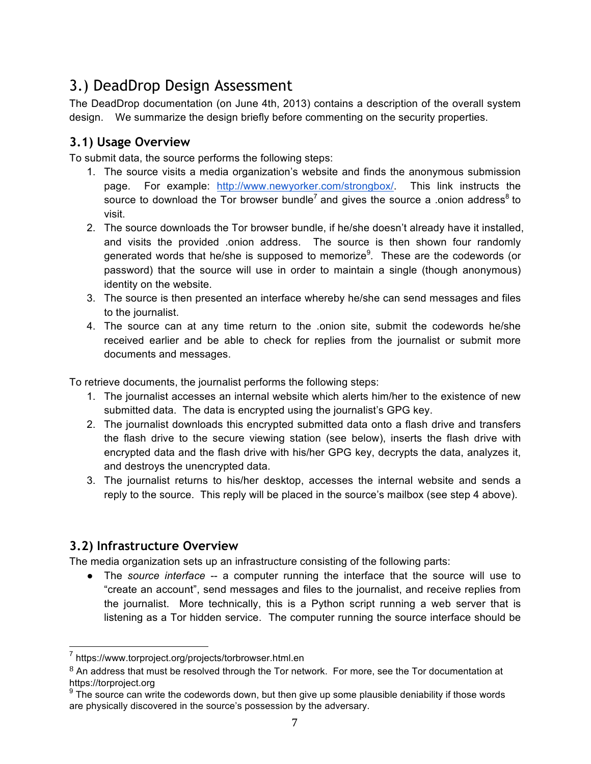# 3.) DeadDrop Design Assessment

The DeadDrop documentation (on June 4th, 2013) contains a description of the overall system design. We summarize the design briefly before commenting on the security properties.

## 3.1) Usage Overview

To submit data, the source performs the following steps:

1. The source visits a media organization's website and finds the anonymous submission page. For example: http://www.newyorker.com/strongbox/. This link instructs the source to download the Tor browser bundle[7] and gives the source a .onion address[8] to visit.
2. The source downloads the Tor browser bundle, if he/she doesn't already have it installed, and visits the provided .onion address. The source is then shown four randomly generated words that he/she is supposed to memorize[9]. These are the codewords (or password) that the source will use in order to maintain a single (though anonymous) identity on the website.
3. The source is then presented an interface whereby he/she can send messages and files to the journalist.
4. The source can at any time return to the .onion site, submit the codewords he/she received earlier and be able to check for replies from the journalist or submit more documents and messages.

To retrieve documents, the journalist performs the following steps:

1. The journalist accesses an internal website which alerts him/her to the existence of new submitted data. The data is encrypted using the journalist's GPG key.
2. The journalist downloads this encrypted submitted data onto a flash drive and transfers the flash drive to the secure viewing station (see below), inserts the flash drive with encrypted data and the flash drive with his/her GPG key, decrypts the data, analyzes it, and destroys the unencrypted data.
3. The journalist returns to his/her desktop, accesses the internal website and sends a reply to the source. This reply will be placed in the source's mailbox (see step 4 above).

## 3.2) Infrastructure Overview

The media organization sets up an infrastructure consisting of the following parts:

- The *source interface* -- a computer running the interface that the source will use to "create an account", send messages and files to the journalist, and receive replies from the journalist. More technically, this is a Python script running a web server that is listening as a Tor hidden service. The computer running the source interface should be

---

[7] https://www.torproject.org/projects/torbrowser.html.en

[8] An address that must be resolved through the Tor network. For more, see the Tor documentation at https://torproject.org

[9] The source can write the codewords down, but then give up some plausible deniability if those words are physically discovered in the source's possession by the adversary.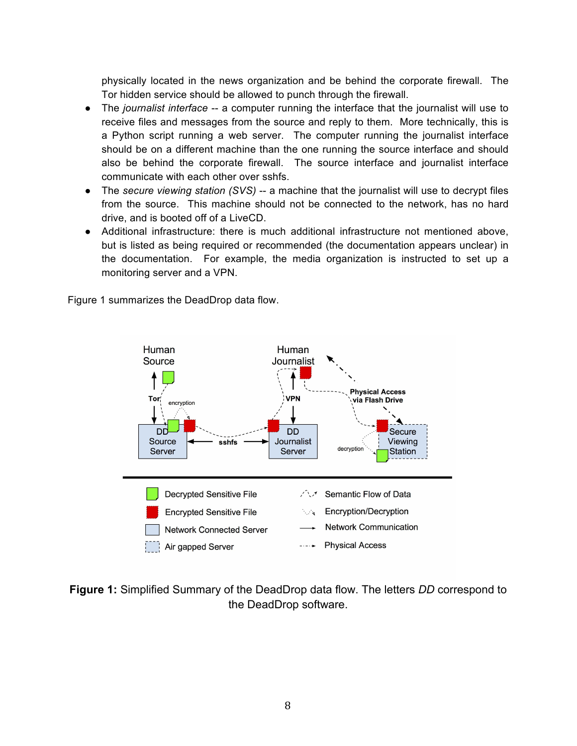physically located in the news organization and be behind the corporate firewall. The Tor hidden service should be allowed to punch through the firewall.

- The *journalist interface* -- a computer running the interface that the journalist will use to receive files and messages from the source and reply to them. More technically, this is a Python script running a web server. The computer running the journalist interface should be on a different machine than the one running the source interface and should also be behind the corporate firewall. The source interface and journalist interface communicate with each other over sshfs.
- The *secure viewing station (SVS)* -- a machine that the journalist will use to decrypt files from the source. This machine should not be connected to the network, has no hard drive, and is booted off of a LiveCD.
- Additional infrastructure: there is much additional infrastructure not mentioned above, but is listed as being required or recommended (the documentation appears unclear) in the documentation. For example, the media organization is instructed to set up a monitoring server and a VPN.

Figure 1 summarizes the DeadDrop data flow.

**Figure 1:** Simplified Summary of the DeadDrop data flow. The letters *DD* correspond to the DeadDrop software.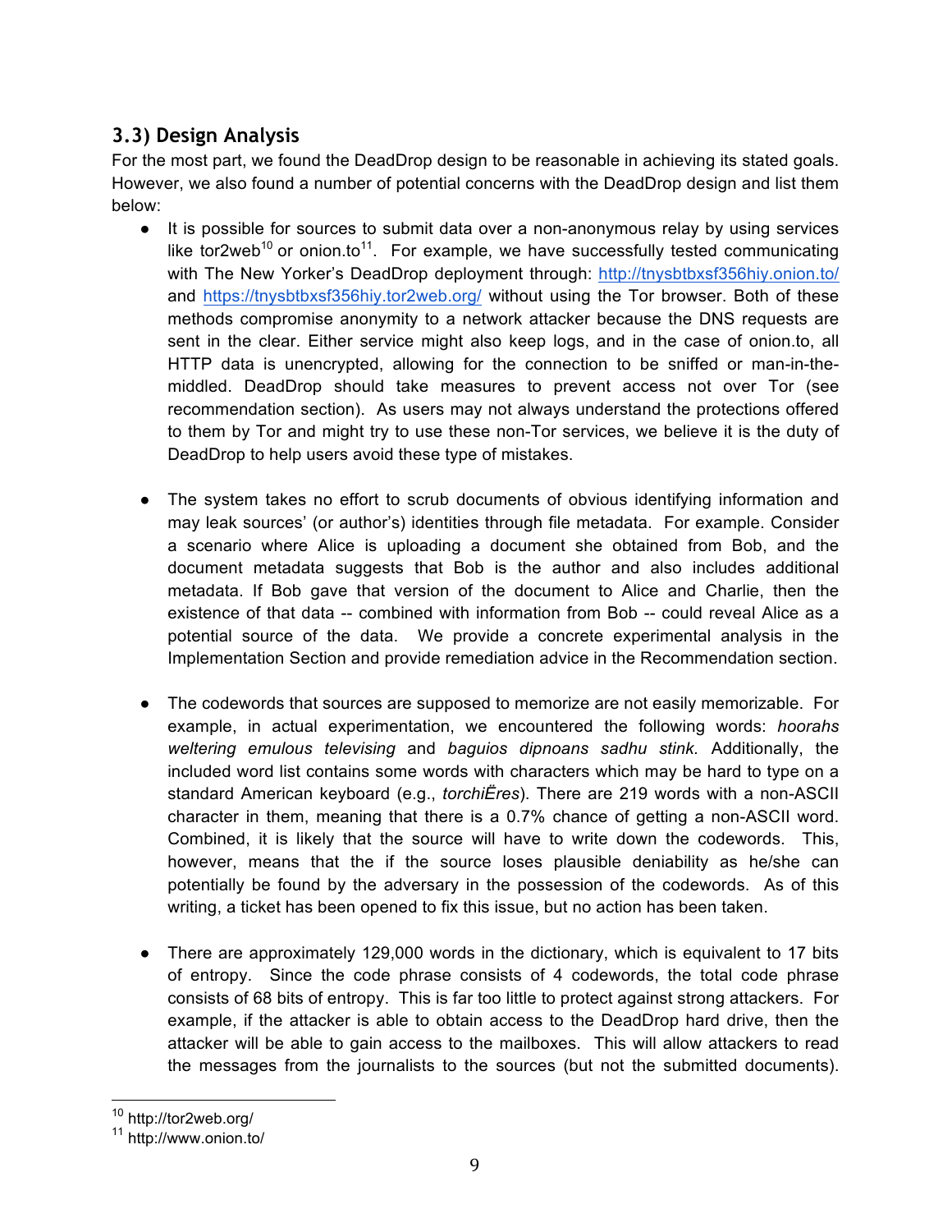### 3.3) Design Analysis

For the most part, we found the DeadDrop design to be reasonable in achieving its stated goals. However, we also found a number of potential concerns with the DeadDrop design and list them below:

- It is possible for sources to submit data over a non-anonymous relay by using services like tor2web[10] or onion.to[11]. For example, we have successfully tested communicating with The New Yorker's DeadDrop deployment through: http://tnysbtbxsf356hiy.onion.to/ and https://tnysbtbxsf356hiy.tor2web.org/ without using the Tor browser. Both of these methods compromise anonymity to a network attacker because the DNS requests are sent in the clear. Either service might also keep logs, and in the case of onion.to, all HTTP data is unencrypted, allowing for the connection to be sniffed or man-in-the-middled. DeadDrop should take measures to prevent access not over Tor (see recommendation section). As users may not always understand the protections offered to them by Tor and might try to use these non-Tor services, we believe it is the duty of DeadDrop to help users avoid these type of mistakes.

- The system takes no effort to scrub documents of obvious identifying information and may leak sources' (or author's) identities through file metadata. For example. Consider a scenario where Alice is uploading a document she obtained from Bob, and the document metadata suggests that Bob is the author and also includes additional metadata. If Bob gave that version of the document to Alice and Charlie, then the existence of that data -- combined with information from Bob -- could reveal Alice as a potential source of the data. We provide a concrete experimental analysis in the Implementation Section and provide remediation advice in the Recommendation section.

- The codewords that sources are supposed to memorize are not easily memorizable. For example, in actual experimentation, we encountered the following words: *hoorahs weltering emulous televising* and *baguios dipnoans sadhu stink.* Additionally, the included word list contains some words with characters which may be hard to type on a standard American keyboard (e.g., *torchiËres*). There are 219 words with a non-ASCII character in them, meaning that there is a 0.7% chance of getting a non-ASCII word. Combined, it is likely that the source will have to write down the codewords. This, however, means that the if the source loses plausible deniability as he/she can potentially be found by the adversary in the possession of the codewords. As of this writing, a ticket has been opened to fix this issue, but no action has been taken.

- There are approximately 129,000 words in the dictionary, which is equivalent to 17 bits of entropy. Since the code phrase consists of 4 codewords, the total code phrase consists of 68 bits of entropy. This is far too little to protect against strong attackers. For example, if the attacker is able to obtain access to the DeadDrop hard drive, then the attacker will be able to gain access to the mailboxes. This will allow attackers to read the messages from the journalists to the sources (but not the submitted documents).

[10] http://tor2web.org/

[11] http://www.onion.to/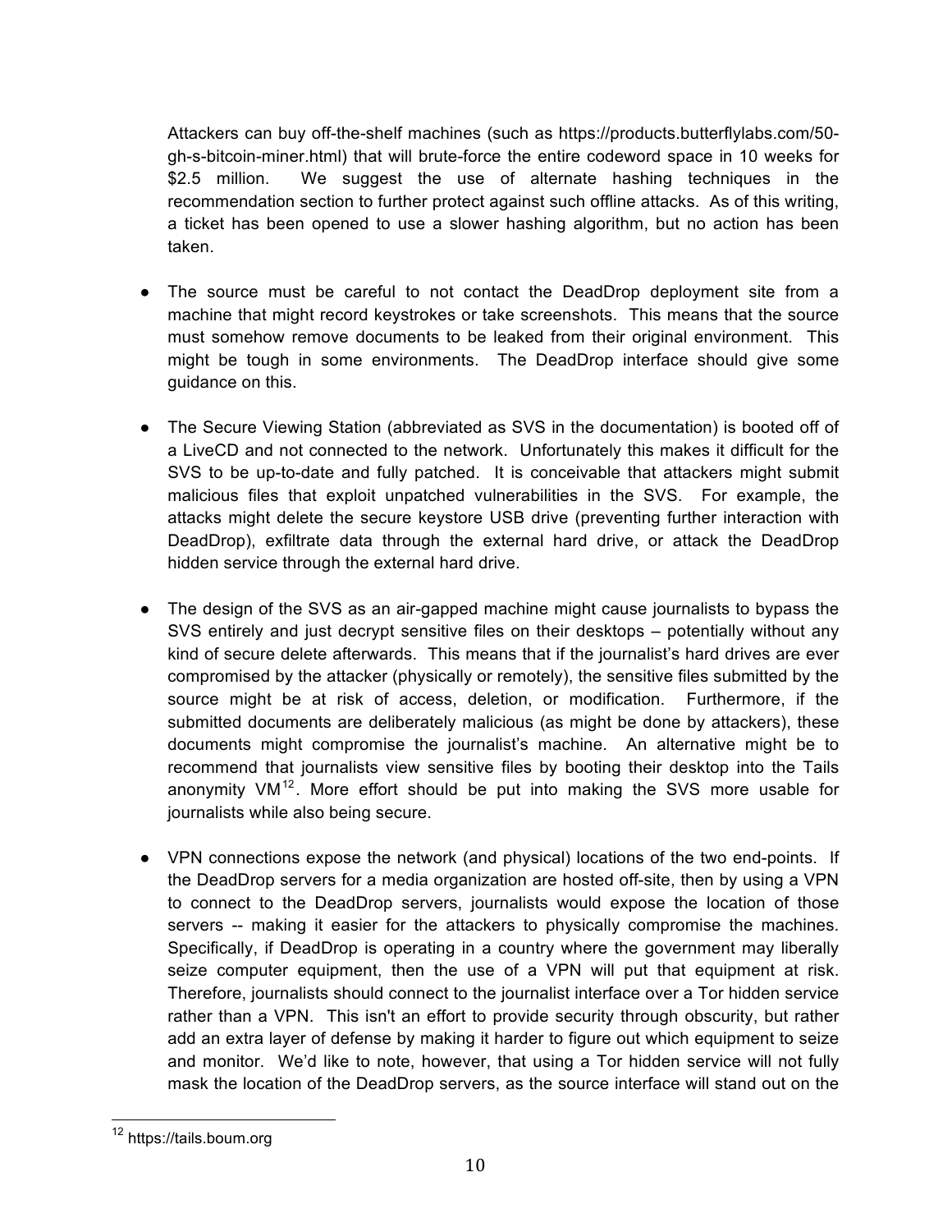Attackers can buy off-the-shelf machines (such as https://products.butterflylabs.com/50-gh-s-bitcoin-miner.html) that will brute-force the entire codeword space in 10 weeks for $2.5 million. We suggest the use of alternate hashing techniques in the recommendation section to further protect against such offline attacks. As of this writing, a ticket has been opened to use a slower hashing algorithm, but no action has been taken.

- The source must be careful to not contact the DeadDrop deployment site from a machine that might record keystrokes or take screenshots. This means that the source must somehow remove documents to be leaked from their original environment. This might be tough in some environments. The DeadDrop interface should give some guidance on this.

- The Secure Viewing Station (abbreviated as SVS in the documentation) is booted off of a LiveCD and not connected to the network. Unfortunately this makes it difficult for the SVS to be up-to-date and fully patched. It is conceivable that attackers might submit malicious files that exploit unpatched vulnerabilities in the SVS. For example, the attacks might delete the secure keystore USB drive (preventing further interaction with DeadDrop), exfiltrate data through the external hard drive, or attack the DeadDrop hidden service through the external hard drive.

- The design of the SVS as an air-gapped machine might cause journalists to bypass the SVS entirely and just decrypt sensitive files on their desktops – potentially without any kind of secure delete afterwards. This means that if the journalist's hard drives are ever compromised by the attacker (physically or remotely), the sensitive files submitted by the source might be at risk of access, deletion, or modification. Furthermore, if the submitted documents are deliberately malicious (as might be done by attackers), these documents might compromise the journalist's machine. An alternative might be to recommend that journalists view sensitive files by booting their desktop into the Tails anonymity VM[12]. More effort should be put into making the SVS more usable for journalists while also being secure.

- VPN connections expose the network (and physical) locations of the two end-points. If the DeadDrop servers for a media organization are hosted off-site, then by using a VPN to connect to the DeadDrop servers, journalists would expose the location of those servers -- making it easier for the attackers to physically compromise the machines. Specifically, if DeadDrop is operating in a country where the government may liberally seize computer equipment, then the use of a VPN will put that equipment at risk. Therefore, journalists should connect to the journalist interface over a Tor hidden service rather than a VPN. This isn't an effort to provide security through obscurity, but rather add an extra layer of defense by making it harder to figure out which equipment to seize and monitor. We'd like to note, however, that using a Tor hidden service will not fully mask the location of the DeadDrop servers, as the source interface will stand out on the

[12] https://tails.boum.org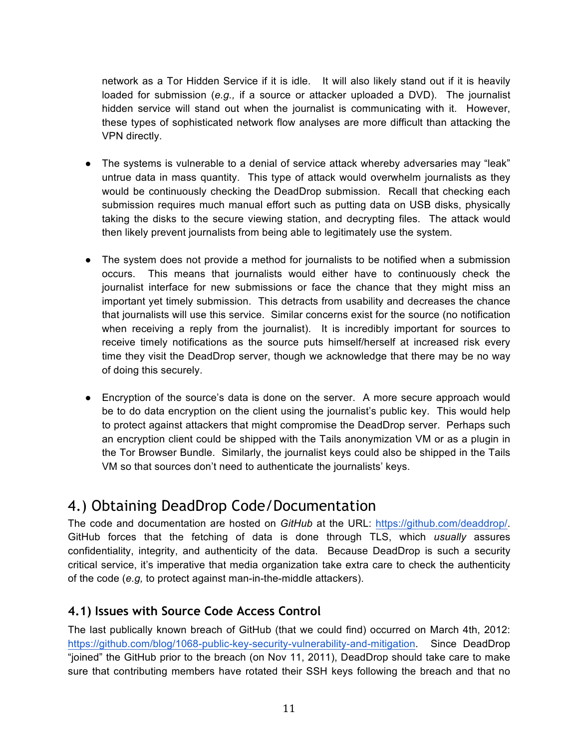network as a Tor Hidden Service if it is idle. It will also likely stand out if it is heavily loaded for submission (*e.g.,* if a source or attacker uploaded a DVD). The journalist hidden service will stand out when the journalist is communicating with it. However, these types of sophisticated network flow analyses are more difficult than attacking the VPN directly.

- The systems is vulnerable to a denial of service attack whereby adversaries may “leak” untrue data in mass quantity. This type of attack would overwhelm journalists as they would be continuously checking the DeadDrop submission. Recall that checking each submission requires much manual effort such as putting data on USB disks, physically taking the disks to the secure viewing station, and decrypting files. The attack would then likely prevent journalists from being able to legitimately use the system.

- The system does not provide a method for journalists to be notified when a submission occurs. This means that journalists would either have to continuously check the journalist interface for new submissions or face the chance that they might miss an important yet timely submission. This detracts from usability and decreases the chance that journalists will use this service. Similar concerns exist for the source (no notification when receiving a reply from the journalist). It is incredibly important for sources to receive timely notifications as the source puts himself/herself at increased risk every time they visit the DeadDrop server, though we acknowledge that there may be no way of doing this securely.

- Encryption of the source’s data is done on the server. A more secure approach would be to do data encryption on the client using the journalist’s public key. This would help to protect against attackers that might compromise the DeadDrop server. Perhaps such an encryption client could be shipped with the Tails anonymization VM or as a plugin in the Tor Browser Bundle. Similarly, the journalist keys could also be shipped in the Tails VM so that sources don’t need to authenticate the journalists’ keys.

## 4.) Obtaining DeadDrop Code/Documentation

The code and documentation are hosted on *GitHub* at the URL: https://github.com/deaddrop/. GitHub forces that the fetching of data is done through TLS, which *usually* assures confidentiality, integrity, and authenticity of the data. Because DeadDrop is such a security critical service, it’s imperative that media organization take extra care to check the authenticity of the code (*e.g,* to protect against man-in-the-middle attackers).

### 4.1) Issues with Source Code Access Control

The last publically known breach of GitHub (that we could find) occurred on March 4th, 2012: https://github.com/blog/1068-public-key-security-vulnerability-and-mitigation. Since DeadDrop “joined” the GitHub prior to the breach (on Nov 11, 2011), DeadDrop should take care to make sure that contributing members have rotated their SSH keys following the breach and that no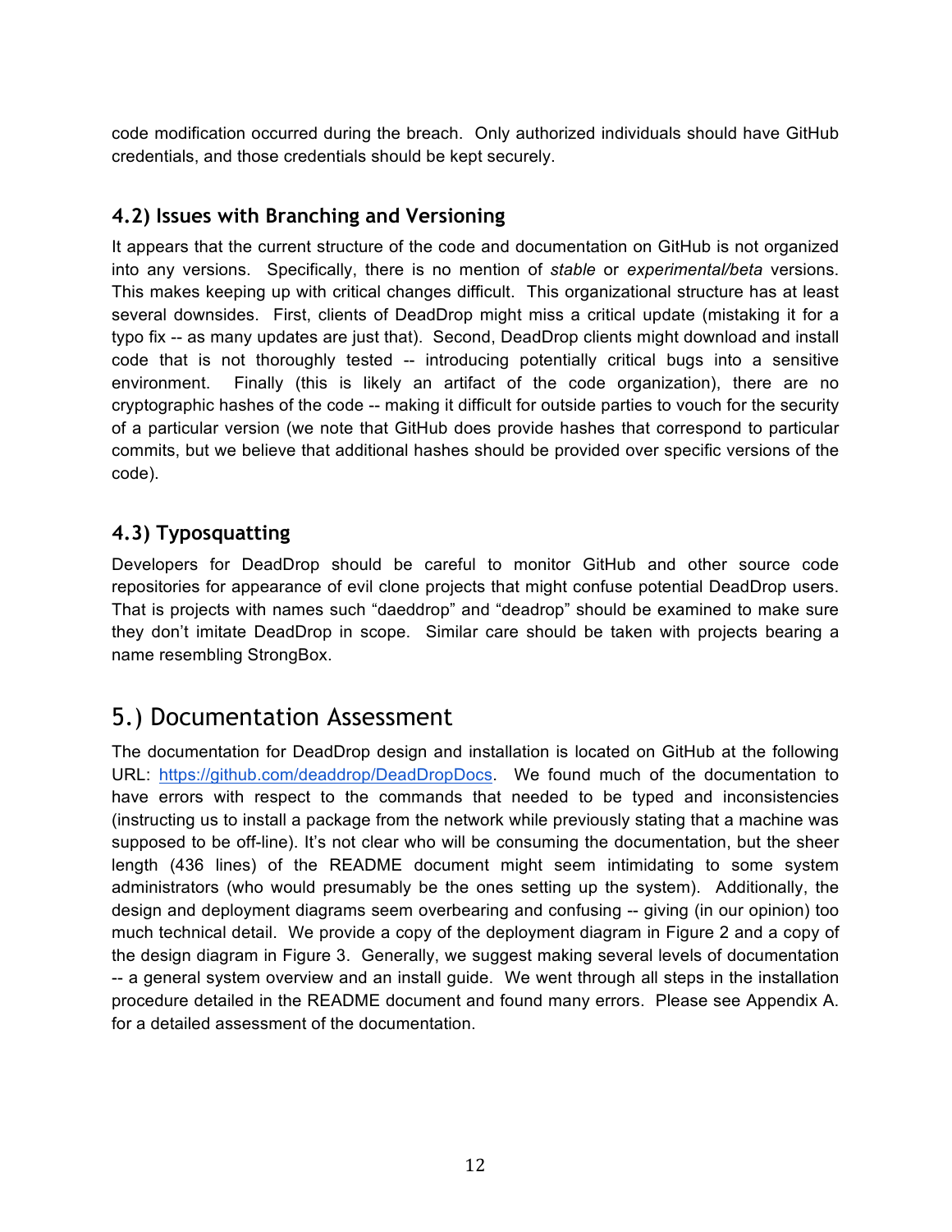code modification occurred during the breach. Only authorized individuals should have GitHub credentials, and those credentials should be kept securely.

### 4.2) Issues with Branching and Versioning

It appears that the current structure of the code and documentation on GitHub is not organized into any versions. Specifically, there is no mention of *stable* or *experimental/beta* versions. This makes keeping up with critical changes difficult. This organizational structure has at least several downsides. First, clients of DeadDrop might miss a critical update (mistaking it for a typo fix -- as many updates are just that). Second, DeadDrop clients might download and install code that is not thoroughly tested -- introducing potentially critical bugs into a sensitive environment. Finally (this is likely an artifact of the code organization), there are no cryptographic hashes of the code -- making it difficult for outside parties to vouch for the security of a particular version (we note that GitHub does provide hashes that correspond to particular commits, but we believe that additional hashes should be provided over specific versions of the code).

### 4.3) Typosquatting

Developers for DeadDrop should be careful to monitor GitHub and other source code repositories for appearance of evil clone projects that might confuse potential DeadDrop users. That is projects with names such "daeddrop" and "deadrop" should be examined to make sure they don't imitate DeadDrop in scope. Similar care should be taken with projects bearing a name resembling StrongBox.

## 5.) Documentation Assessment

The documentation for DeadDrop design and installation is located on GitHub at the following URL: https://github.com/deaddrop/DeadDropDocs. We found much of the documentation to have errors with respect to the commands that needed to be typed and inconsistencies (instructing us to install a package from the network while previously stating that a machine was supposed to be off-line). It's not clear who will be consuming the documentation, but the sheer length (436 lines) of the README document might seem intimidating to some system administrators (who would presumably be the ones setting up the system). Additionally, the design and deployment diagrams seem overbearing and confusing -- giving (in our opinion) too much technical detail. We provide a copy of the deployment diagram in Figure 2 and a copy of the design diagram in Figure 3. Generally, we suggest making several levels of documentation -- a general system overview and an install guide. We went through all steps in the installation procedure detailed in the README document and found many errors. Please see Appendix A. for a detailed assessment of the documentation.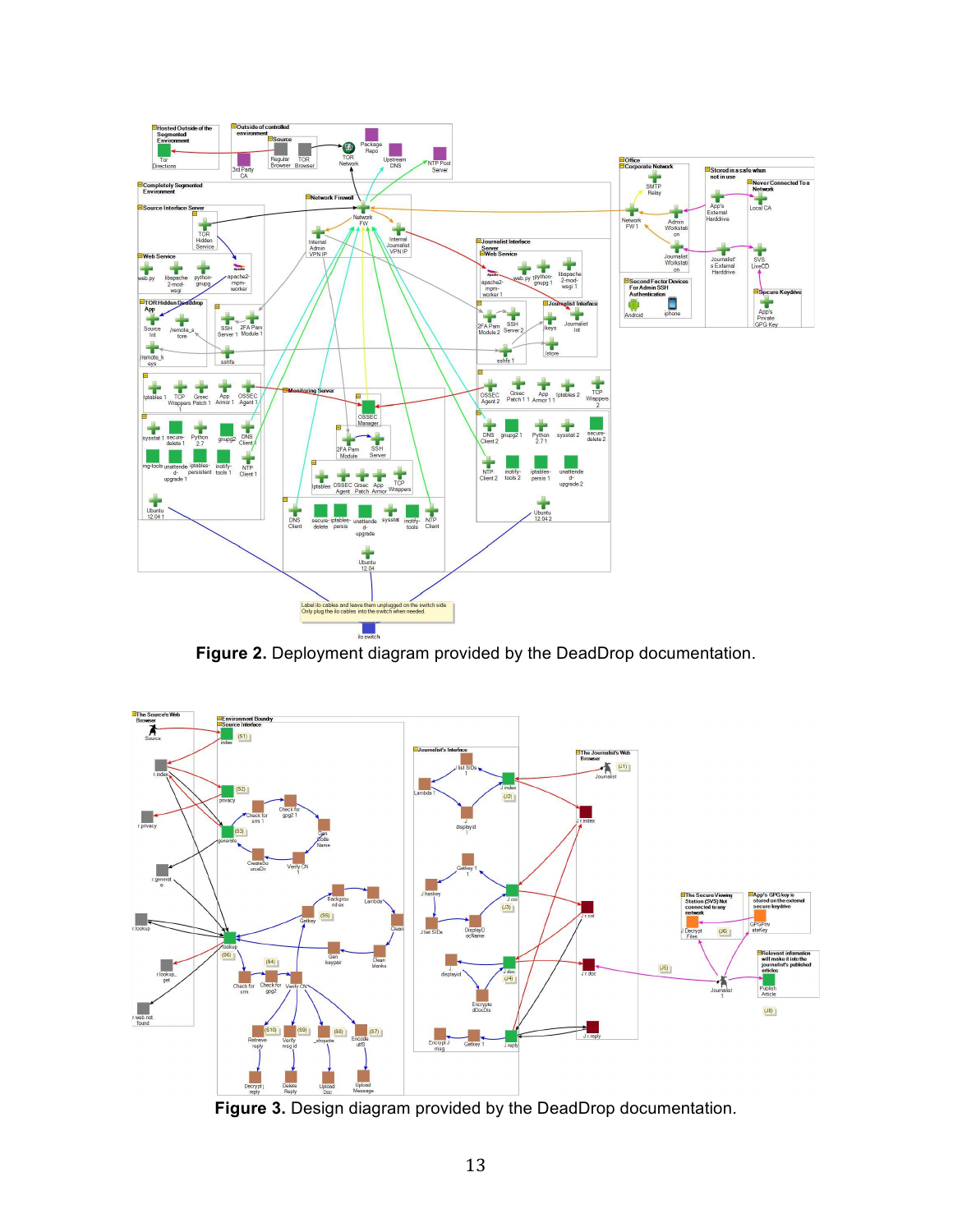**Figure 2.** Deployment diagram provided by the DeadDrop documentation.

**Figure 3.** Design diagram provided by the DeadDrop documentation.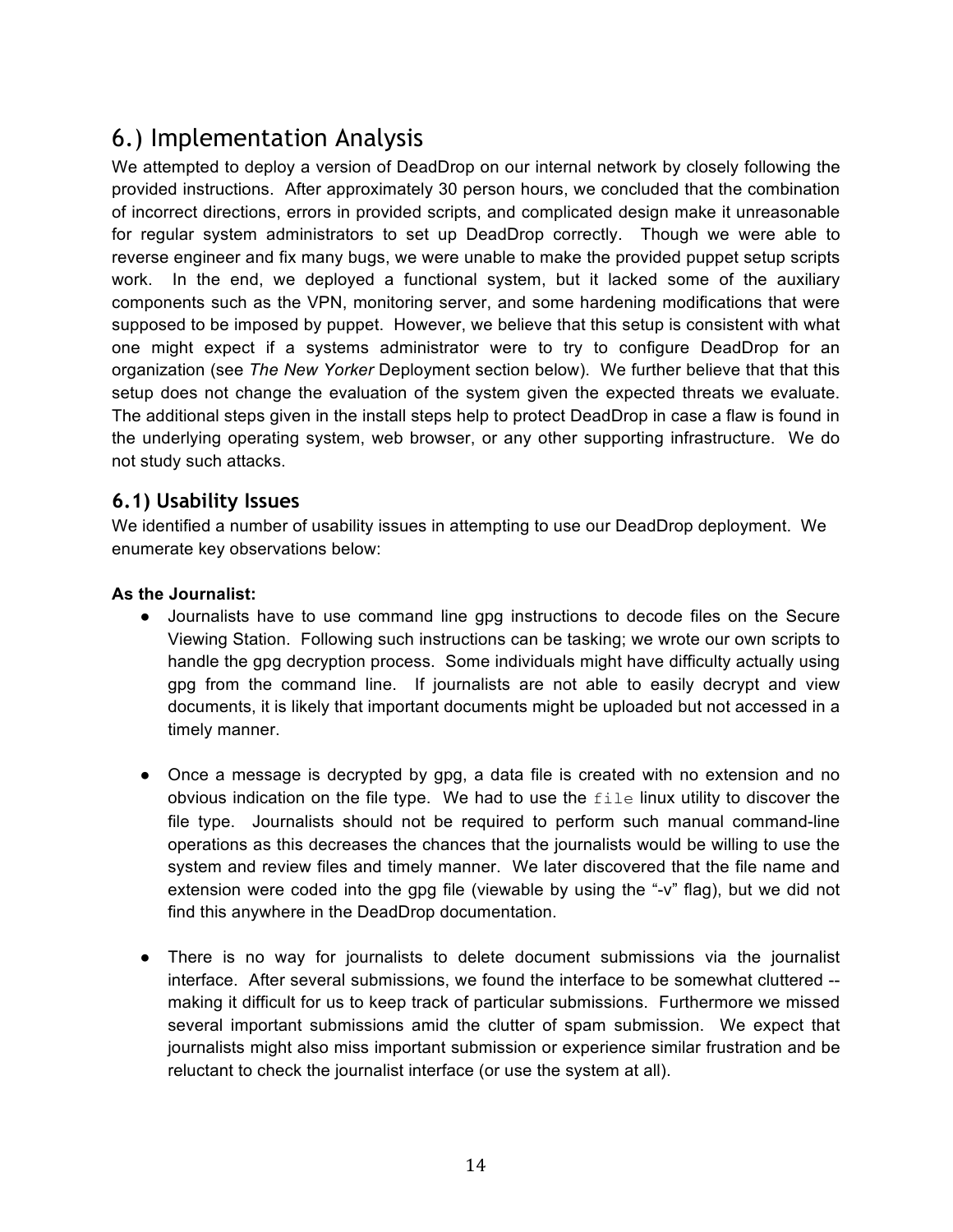# 6.) Implementation Analysis

We attempted to deploy a version of DeadDrop on our internal network by closely following the provided instructions. After approximately 30 person hours, we concluded that the combination of incorrect directions, errors in provided scripts, and complicated design make it unreasonable for regular system administrators to set up DeadDrop correctly. Though we were able to reverse engineer and fix many bugs, we were unable to make the provided puppet setup scripts work. In the end, we deployed a functional system, but it lacked some of the auxiliary components such as the VPN, monitoring server, and some hardening modifications that were supposed to be imposed by puppet. However, we believe that this setup is consistent with what one might expect if a systems administrator were to try to configure DeadDrop for an organization (see *The New Yorker* Deployment section below). We further believe that that this setup does not change the evaluation of the system given the expected threats we evaluate. The additional steps given in the install steps help to protect DeadDrop in case a flaw is found in the underlying operating system, web browser, or any other supporting infrastructure. We do not study such attacks.

## 6.1) Usability Issues

We identified a number of usability issues in attempting to use our DeadDrop deployment. We enumerate key observations below:

**As the Journalist:**

- Journalists have to use command line gpg instructions to decode files on the Secure Viewing Station. Following such instructions can be tasking; we wrote our own scripts to handle the gpg decryption process. Some individuals might have difficulty actually using gpg from the command line. If journalists are not able to easily decrypt and view documents, it is likely that important documents might be uploaded but not accessed in a timely manner.

- Once a message is decrypted by gpg, a data file is created with no extension and no obvious indication on the file type. We had to use the `file` linux utility to discover the file type. Journalists should not be required to perform such manual command-line operations as this decreases the chances that the journalists would be willing to use the system and review files and timely manner. We later discovered that the file name and extension were coded into the gpg file (viewable by using the "-v" flag), but we did not find this anywhere in the DeadDrop documentation.

- There is no way for journalists to delete document submissions via the journalist interface. After several submissions, we found the interface to be somewhat cluttered -- making it difficult for us to keep track of particular submissions. Furthermore we missed several important submissions amid the clutter of spam submission. We expect that journalists might also miss important submission or experience similar frustration and be reluctant to check the journalist interface (or use the system at all).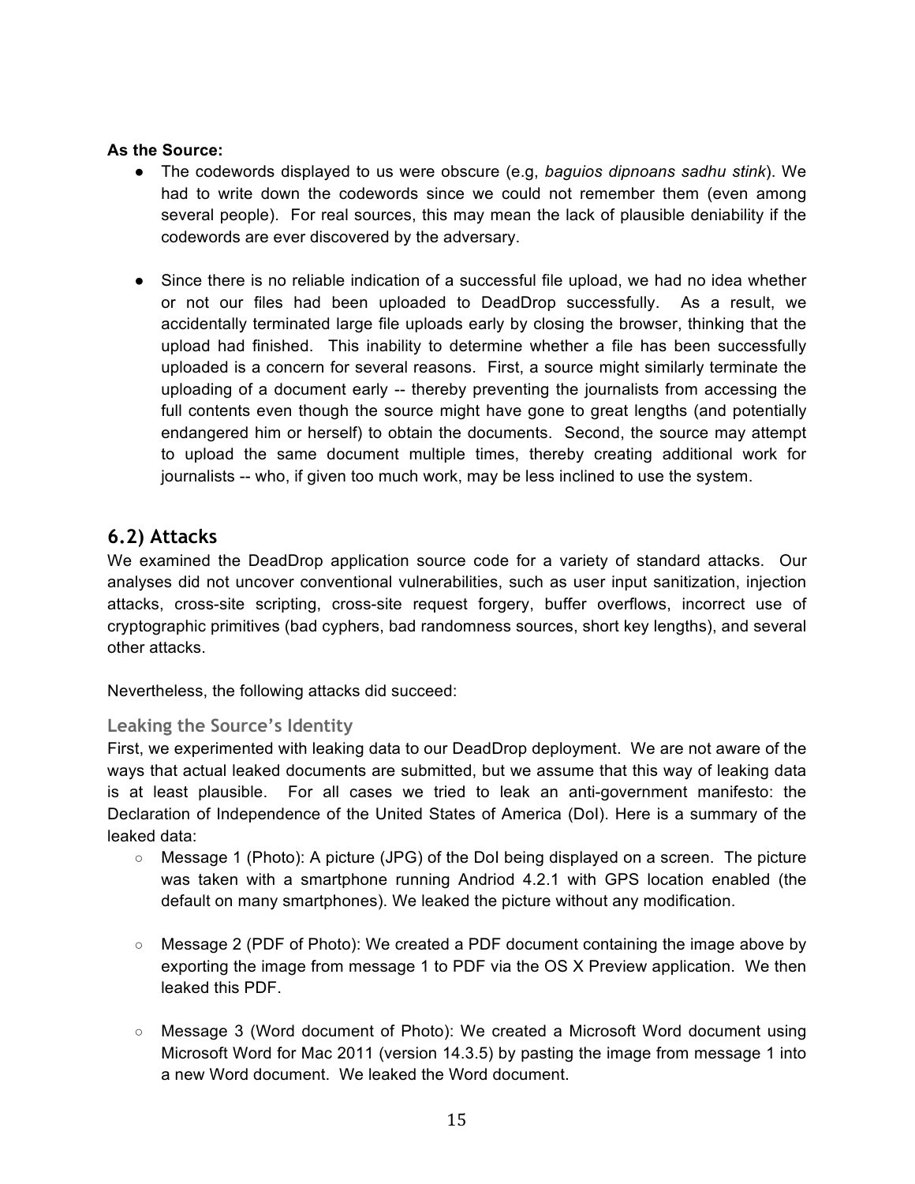**As the Source:**

- The codewords displayed to us were obscure (e.g, *baguios dipnoans sadhu stink*). We had to write down the codewords since we could not remember them (even among several people). For real sources, this may mean the lack of plausible deniability if the codewords are ever discovered by the adversary.

- Since there is no reliable indication of a successful file upload, we had no idea whether or not our files had been uploaded to DeadDrop successfully. As a result, we accidentally terminated large file uploads early by closing the browser, thinking that the upload had finished. This inability to determine whether a file has been successfully uploaded is a concern for several reasons. First, a source might similarly terminate the uploading of a document early -- thereby preventing the journalists from accessing the full contents even though the source might have gone to great lengths (and potentially endangered him or herself) to obtain the documents. Second, the source may attempt to upload the same document multiple times, thereby creating additional work for journalists -- who, if given too much work, may be less inclined to use the system.

## 6.2) Attacks

We examined the DeadDrop application source code for a variety of standard attacks. Our analyses did not uncover conventional vulnerabilities, such as user input sanitization, injection attacks, cross-site scripting, cross-site request forgery, buffer overflows, incorrect use of cryptographic primitives (bad cyphers, bad randomness sources, short key lengths), and several other attacks.

Nevertheless, the following attacks did succeed:

### Leaking the Source's Identity

First, we experimented with leaking data to our DeadDrop deployment. We are not aware of the ways that actual leaked documents are submitted, but we assume that this way of leaking data is at least plausible. For all cases we tried to leak an anti-government manifesto: the Declaration of Independence of the United States of America (DoI). Here is a summary of the leaked data:

- Message 1 (Photo): A picture (JPG) of the DoI being displayed on a screen. The picture was taken with a smartphone running Andriod 4.2.1 with GPS location enabled (the default on many smartphones). We leaked the picture without any modification.

- Message 2 (PDF of Photo): We created a PDF document containing the image above by exporting the image from message 1 to PDF via the OS X Preview application. We then leaked this PDF.

- Message 3 (Word document of Photo): We created a Microsoft Word document using Microsoft Word for Mac 2011 (version 14.3.5) by pasting the image from message 1 into a new Word document. We leaked the Word document.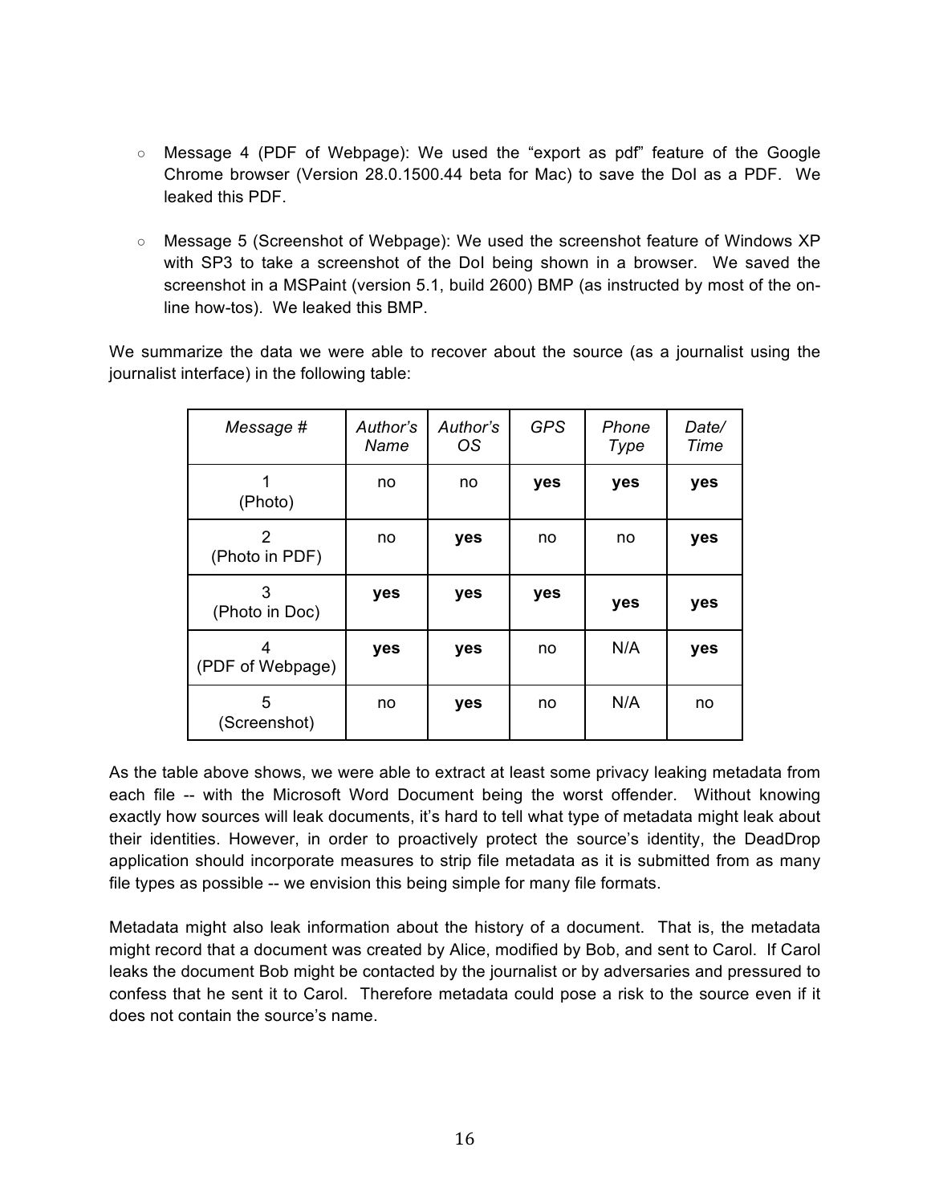- Message 4 (PDF of Webpage): We used the "export as pdf" feature of the Google Chrome browser (Version 28.0.1500.44 beta for Mac) to save the DoI as a PDF. We leaked this PDF.

- Message 5 (Screenshot of Webpage): We used the screenshot feature of Windows XP with SP3 to take a screenshot of the DoI being shown in a browser. We saved the screenshot in a MSPaint (version 5.1, build 2600) BMP (as instructed by most of the on-line how-tos). We leaked this BMP.

We summarize the data we were able to recover about the source (as a journalist using the journalist interface) in the following table:

| *Message #* | *Author's Name* | *Author's OS* | *GPS* | *Phone Type* | *Date/ Time* |
|---|---|---|---|---|---|
| 1 (Photo) | no | no | **yes** | **yes** | **yes** |
| 2 (Photo in PDF) | no | **yes** | no | no | **yes** |
| 3 (Photo in Doc) | **yes** | **yes** | **yes** | **yes** | **yes** |
| 4 (PDF of Webpage) | **yes** | **yes** | no | N/A | **yes** |
| 5 (Screenshot) | no | **yes** | no | N/A | no |

As the table above shows, we were able to extract at least some privacy leaking metadata from each file -- with the Microsoft Word Document being the worst offender. Without knowing exactly how sources will leak documents, it's hard to tell what type of metadata might leak about their identities. However, in order to proactively protect the source's identity, the DeadDrop application should incorporate measures to strip file metadata as it is submitted from as many file types as possible -- we envision this being simple for many file formats.

Metadata might also leak information about the history of a document. That is, the metadata might record that a document was created by Alice, modified by Bob, and sent to Carol. If Carol leaks the document Bob might be contacted by the journalist or by adversaries and pressured to confess that he sent it to Carol. Therefore metadata could pose a risk to the source even if it does not contain the source's name.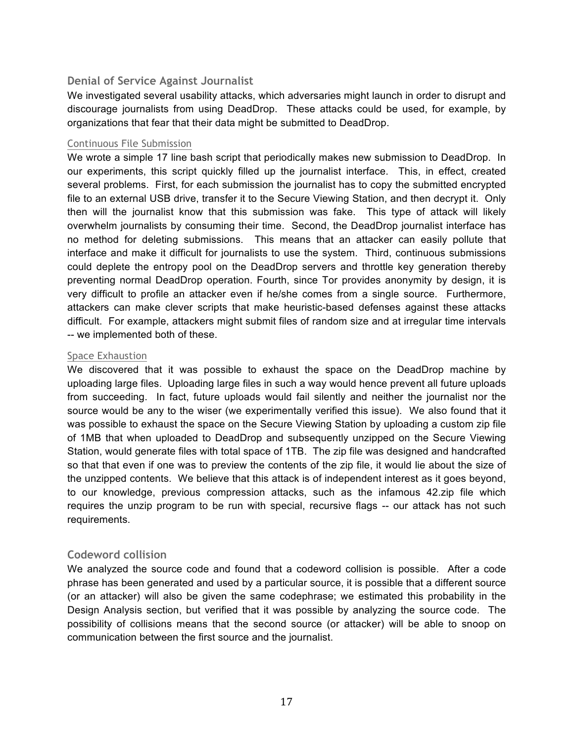## Denial of Service Against Journalist

We investigated several usability attacks, which adversaries might launch in order to disrupt and discourage journalists from using DeadDrop. These attacks could be used, for example, by organizations that fear that their data might be submitted to DeadDrop.

### Continuous File Submission

We wrote a simple 17 line bash script that periodically makes new submission to DeadDrop. In our experiments, this script quickly filled up the journalist interface. This, in effect, created several problems. First, for each submission the journalist has to copy the submitted encrypted file to an external USB drive, transfer it to the Secure Viewing Station, and then decrypt it. Only then will the journalist know that this submission was fake. This type of attack will likely overwhelm journalists by consuming their time. Second, the DeadDrop journalist interface has no method for deleting submissions. This means that an attacker can easily pollute that interface and make it difficult for journalists to use the system. Third, continuous submissions could deplete the entropy pool on the DeadDrop servers and throttle key generation thereby preventing normal DeadDrop operation. Fourth, since Tor provides anonymity by design, it is very difficult to profile an attacker even if he/she comes from a single source. Furthermore, attackers can make clever scripts that make heuristic-based defenses against these attacks difficult. For example, attackers might submit files of random size and at irregular time intervals -- we implemented both of these.

### Space Exhaustion

We discovered that it was possible to exhaust the space on the DeadDrop machine by uploading large files. Uploading large files in such a way would hence prevent all future uploads from succeeding. In fact, future uploads would fail silently and neither the journalist nor the source would be any to the wiser (we experimentally verified this issue). We also found that it was possible to exhaust the space on the Secure Viewing Station by uploading a custom zip file of 1MB that when uploaded to DeadDrop and subsequently unzipped on the Secure Viewing Station, would generate files with total space of 1TB. The zip file was designed and handcrafted so that that even if one was to preview the contents of the zip file, it would lie about the size of the unzipped contents. We believe that this attack is of independent interest as it goes beyond, to our knowledge, previous compression attacks, such as the infamous 42.zip file which requires the unzip program to be run with special, recursive flags -- our attack has not such requirements.

## Codeword collision

We analyzed the source code and found that a codeword collision is possible. After a code phrase has been generated and used by a particular source, it is possible that a different source (or an attacker) will also be given the same codephrase; we estimated this probability in the Design Analysis section, but verified that it was possible by analyzing the source code. The possibility of collisions means that the second source (or attacker) will be able to snoop on communication between the first source and the journalist.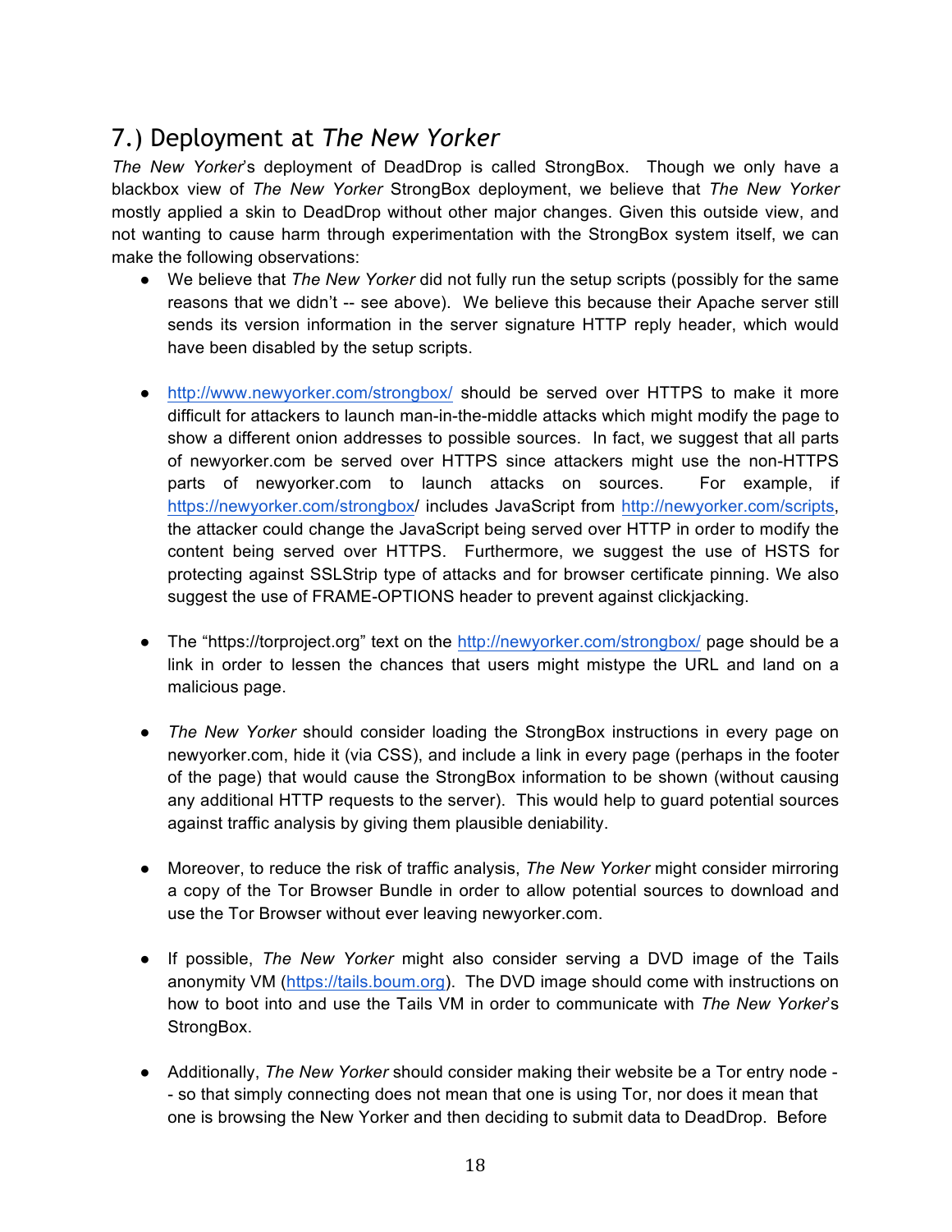## 7.) Deployment at *The New Yorker*

*The New Yorker*'s deployment of DeadDrop is called StrongBox. Though we only have a blackbox view of *The New Yorker* StrongBox deployment, we believe that *The New Yorker* mostly applied a skin to DeadDrop without other major changes. Given this outside view, and not wanting to cause harm through experimentation with the StrongBox system itself, we can make the following observations:

- We believe that *The New Yorker* did not fully run the setup scripts (possibly for the same reasons that we didn't -- see above). We believe this because their Apache server still sends its version information in the server signature HTTP reply header, which would have been disabled by the setup scripts.

- http://www.newyorker.com/strongbox/ should be served over HTTPS to make it more difficult for attackers to launch man-in-the-middle attacks which might modify the page to show a different onion addresses to possible sources. In fact, we suggest that all parts of newyorker.com be served over HTTPS since attackers might use the non-HTTPS parts of newyorker.com to launch attacks on sources. For example, if https://newyorker.com/strongbox/ includes JavaScript from http://newyorker.com/scripts, the attacker could change the JavaScript being served over HTTP in order to modify the content being served over HTTPS. Furthermore, we suggest the use of HSTS for protecting against SSLStrip type of attacks and for browser certificate pinning. We also suggest the use of FRAME-OPTIONS header to prevent against clickjacking.

- The "https://torproject.org" text on the http://newyorker.com/strongbox/ page should be a link in order to lessen the chances that users might mistype the URL and land on a malicious page.

- *The New Yorker* should consider loading the StrongBox instructions in every page on newyorker.com, hide it (via CSS), and include a link in every page (perhaps in the footer of the page) that would cause the StrongBox information to be shown (without causing any additional HTTP requests to the server). This would help to guard potential sources against traffic analysis by giving them plausible deniability.

- Moreover, to reduce the risk of traffic analysis, *The New Yorker* might consider mirroring a copy of the Tor Browser Bundle in order to allow potential sources to download and use the Tor Browser without ever leaving newyorker.com.

- If possible, *The New Yorker* might also consider serving a DVD image of the Tails anonymity VM (https://tails.boum.org). The DVD image should come with instructions on how to boot into and use the Tails VM in order to communicate with *The New Yorker*'s StrongBox.

- Additionally, *The New Yorker* should consider making their website be a Tor entry node -- so that simply connecting does not mean that one is using Tor, nor does it mean that one is browsing the New Yorker and then deciding to submit data to DeadDrop. Before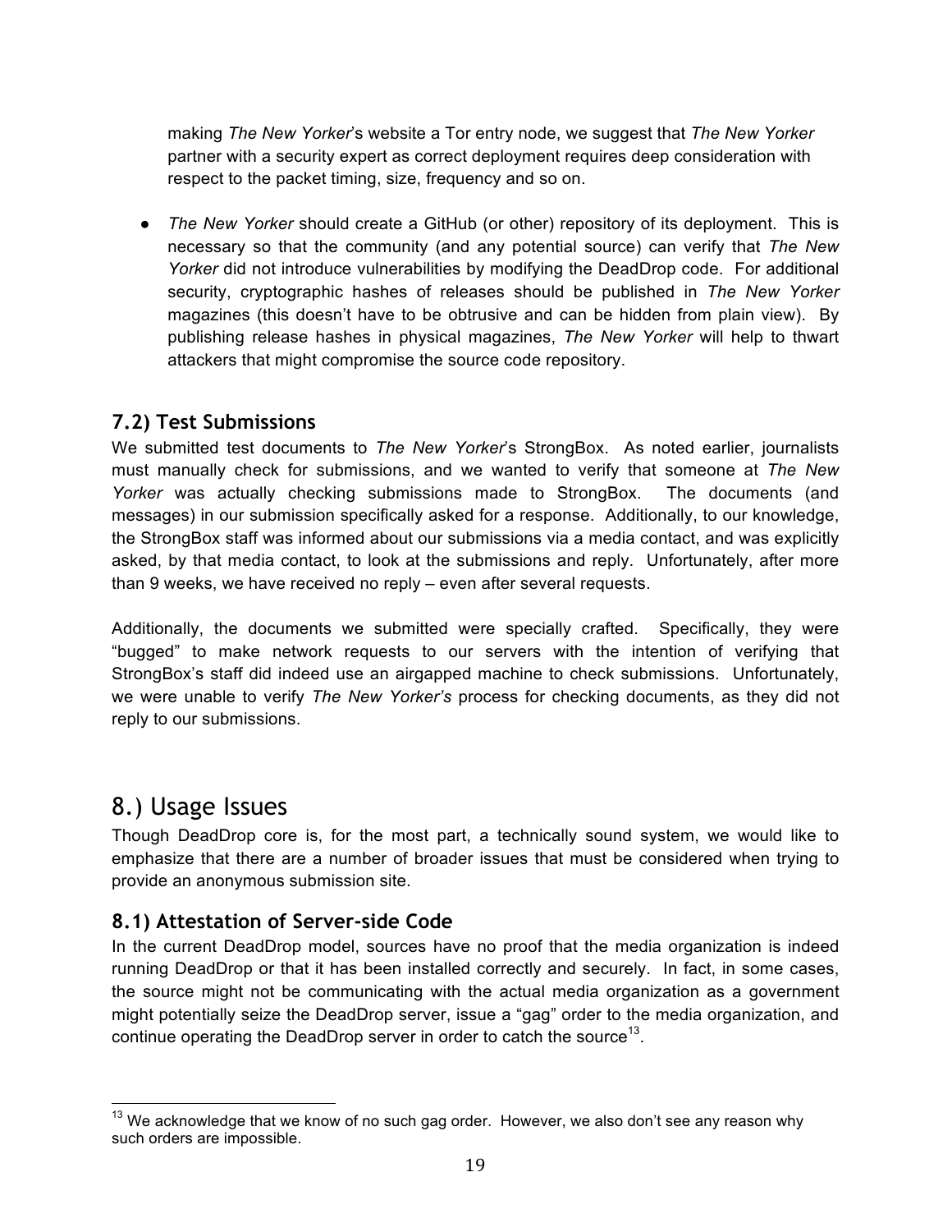making *The New Yorker*'s website a Tor entry node, we suggest that *The New Yorker* partner with a security expert as correct deployment requires deep consideration with respect to the packet timing, size, frequency and so on.

- *The New Yorker* should create a GitHub (or other) repository of its deployment. This is necessary so that the community (and any potential source) can verify that *The New Yorker* did not introduce vulnerabilities by modifying the DeadDrop code. For additional security, cryptographic hashes of releases should be published in *The New Yorker* magazines (this doesn't have to be obtrusive and can be hidden from plain view). By publishing release hashes in physical magazines, *The New Yorker* will help to thwart attackers that might compromise the source code repository.

### 7.2) Test Submissions

We submitted test documents to *The New Yorker*'s StrongBox. As noted earlier, journalists must manually check for submissions, and we wanted to verify that someone at *The New Yorker* was actually checking submissions made to StrongBox. The documents (and messages) in our submission specifically asked for a response. Additionally, to our knowledge, the StrongBox staff was informed about our submissions via a media contact, and was explicitly asked, by that media contact, to look at the submissions and reply. Unfortunately, after more than 9 weeks, we have received no reply – even after several requests.

Additionally, the documents we submitted were specially crafted. Specifically, they were "bugged" to make network requests to our servers with the intention of verifying that StrongBox's staff did indeed use an airgapped machine to check submissions. Unfortunately, we were unable to verify *The New Yorker's* process for checking documents, as they did not reply to our submissions.

## 8.) Usage Issues

Though DeadDrop core is, for the most part, a technically sound system, we would like to emphasize that there are a number of broader issues that must be considered when trying to provide an anonymous submission site.

### 8.1) Attestation of Server-side Code

In the current DeadDrop model, sources have no proof that the media organization is indeed running DeadDrop or that it has been installed correctly and securely. In fact, in some cases, the source might not be communicating with the actual media organization as a government might potentially seize the DeadDrop server, issue a "gag" order to the media organization, and continue operating the DeadDrop server in order to catch the source[13].

[13] We acknowledge that we know of no such gag order. However, we also don't see any reason why such orders are impossible.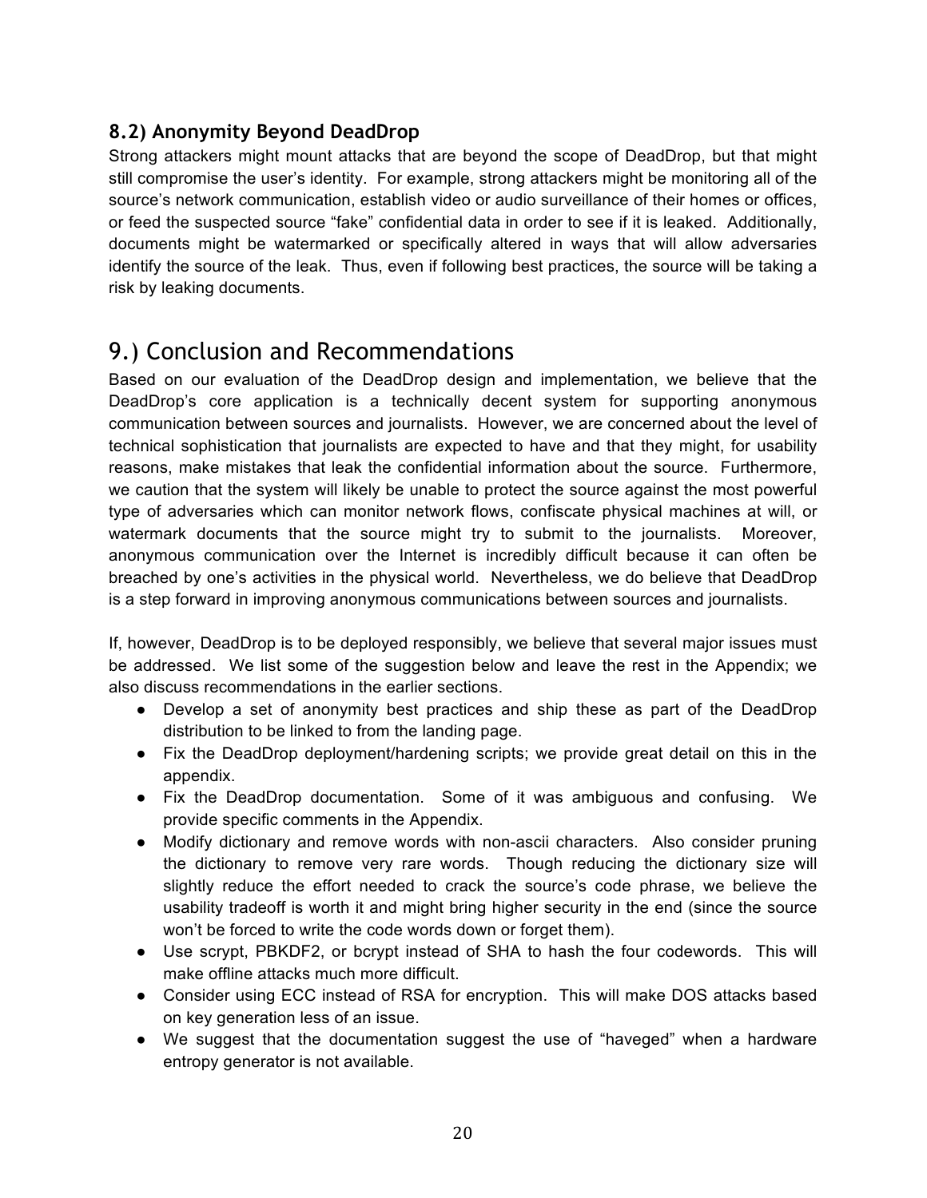### 8.2) Anonymity Beyond DeadDrop

Strong attackers might mount attacks that are beyond the scope of DeadDrop, but that might still compromise the user's identity. For example, strong attackers might be monitoring all of the source's network communication, establish video or audio surveillance of their homes or offices, or feed the suspected source "fake" confidential data in order to see if it is leaked. Additionally, documents might be watermarked or specifically altered in ways that will allow adversaries identify the source of the leak. Thus, even if following best practices, the source will be taking a risk by leaking documents.

## 9.) Conclusion and Recommendations

Based on our evaluation of the DeadDrop design and implementation, we believe that the DeadDrop's core application is a technically decent system for supporting anonymous communication between sources and journalists. However, we are concerned about the level of technical sophistication that journalists are expected to have and that they might, for usability reasons, make mistakes that leak the confidential information about the source. Furthermore, we caution that the system will likely be unable to protect the source against the most powerful type of adversaries which can monitor network flows, confiscate physical machines at will, or watermark documents that the source might try to submit to the journalists. Moreover, anonymous communication over the Internet is incredibly difficult because it can often be breached by one's activities in the physical world. Nevertheless, we do believe that DeadDrop is a step forward in improving anonymous communications between sources and journalists.

If, however, DeadDrop is to be deployed responsibly, we believe that several major issues must be addressed. We list some of the suggestion below and leave the rest in the Appendix; we also discuss recommendations in the earlier sections.

- Develop a set of anonymity best practices and ship these as part of the DeadDrop distribution to be linked to from the landing page.
- Fix the DeadDrop deployment/hardening scripts; we provide great detail on this in the appendix.
- Fix the DeadDrop documentation. Some of it was ambiguous and confusing. We provide specific comments in the Appendix.
- Modify dictionary and remove words with non-ascii characters. Also consider pruning the dictionary to remove very rare words. Though reducing the dictionary size will slightly reduce the effort needed to crack the source's code phrase, we believe the usability tradeoff is worth it and might bring higher security in the end (since the source won't be forced to write the code words down or forget them).
- Use scrypt, PBKDF2, or bcrypt instead of SHA to hash the four codewords. This will make offline attacks much more difficult.
- Consider using ECC instead of RSA for encryption. This will make DOS attacks based on key generation less of an issue.
- We suggest that the documentation suggest the use of "haveged" when a hardware entropy generator is not available.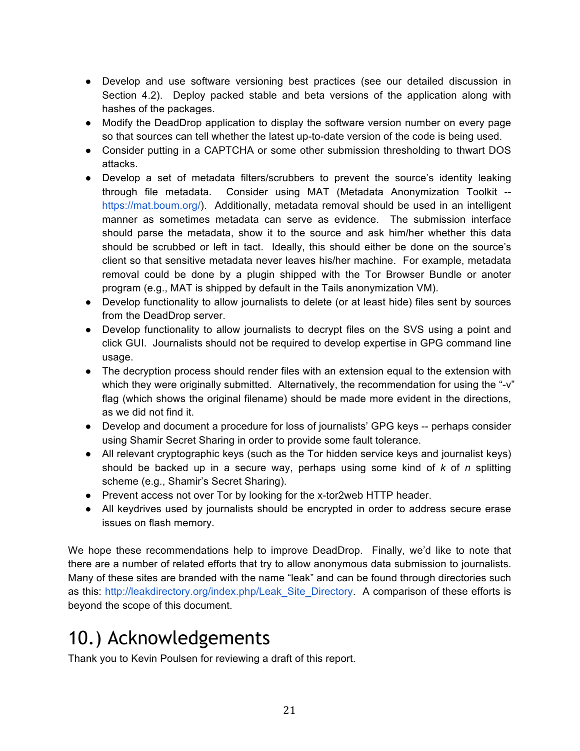- Develop and use software versioning best practices (see our detailed discussion in Section 4.2). Deploy packed stable and beta versions of the application along with hashes of the packages.
- Modify the DeadDrop application to display the software version number on every page so that sources can tell whether the latest up-to-date version of the code is being used.
- Consider putting in a CAPTCHA or some other submission thresholding to thwart DOS attacks.
- Develop a set of metadata filters/scrubbers to prevent the source's identity leaking through file metadata. Consider using MAT (Metadata Anonymization Toolkit -- https://mat.boum.org/). Additionally, metadata removal should be used in an intelligent manner as sometimes metadata can serve as evidence. The submission interface should parse the metadata, show it to the source and ask him/her whether this data should be scrubbed or left in tact. Ideally, this should either be done on the source's client so that sensitive metadata never leaves his/her machine. For example, metadata removal could be done by a plugin shipped with the Tor Browser Bundle or anoter program (e.g., MAT is shipped by default in the Tails anonymization VM).
- Develop functionality to allow journalists to delete (or at least hide) files sent by sources from the DeadDrop server.
- Develop functionality to allow journalists to decrypt files on the SVS using a point and click GUI. Journalists should not be required to develop expertise in GPG command line usage.
- The decryption process should render files with an extension equal to the extension with which they were originally submitted. Alternatively, the recommendation for using the "-v" flag (which shows the original filename) should be made more evident in the directions, as we did not find it.
- Develop and document a procedure for loss of journalists' GPG keys -- perhaps consider using Shamir Secret Sharing in order to provide some fault tolerance.
- All relevant cryptographic keys (such as the Tor hidden service keys and journalist keys) should be backed up in a secure way, perhaps using some kind of *k* of *n* splitting scheme (e.g., Shamir's Secret Sharing).
- Prevent access not over Tor by looking for the x-tor2web HTTP header.
- All keydrives used by journalists should be encrypted in order to address secure erase issues on flash memory.

We hope these recommendations help to improve DeadDrop. Finally, we'd like to note that there are a number of related efforts that try to allow anonymous data submission to journalists. Many of these sites are branded with the name "leak" and can be found through directories such as this: http://leakdirectory.org/index.php/Leak_Site_Directory. A comparison of these efforts is beyond the scope of this document.

# 10.) Acknowledgements

Thank you to Kevin Poulsen for reviewing a draft of this report.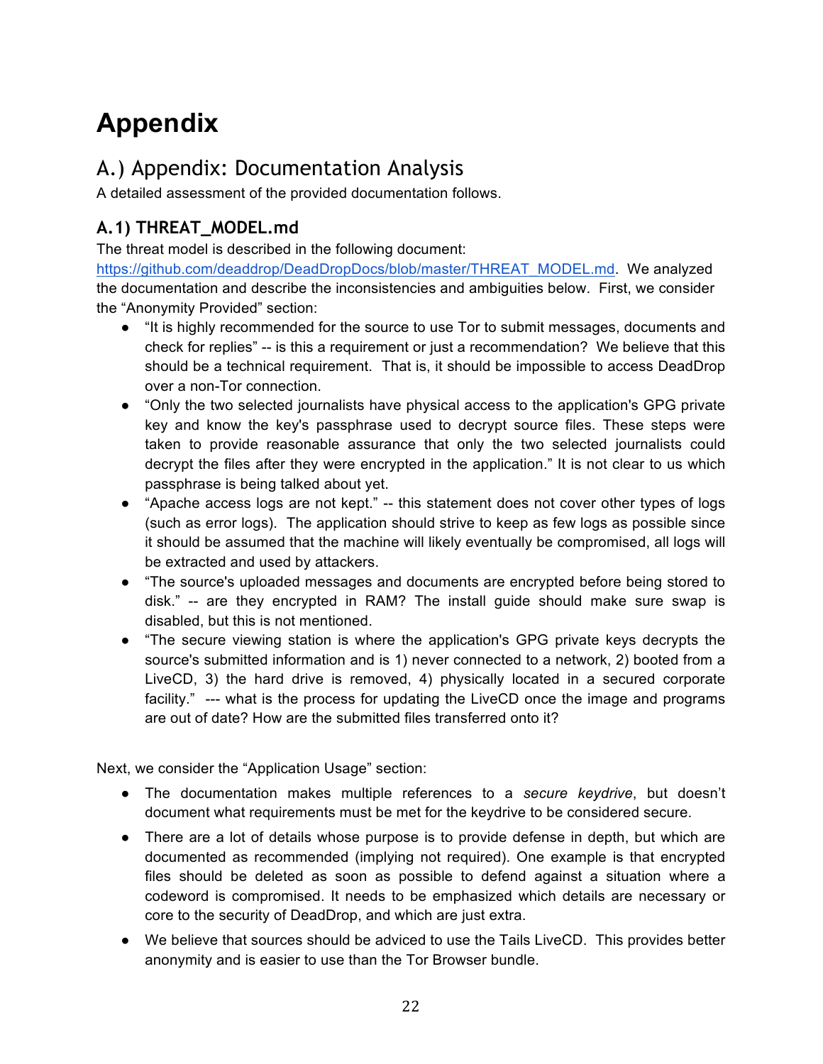# Appendix

## A.) Appendix: Documentation Analysis

A detailed assessment of the provided documentation follows.

### A.1) THREAT_MODEL.md

The threat model is described in the following document: [https://github.com/deaddrop/DeadDropDocs/blob/master/THREAT_MODEL.md](https://github.com/deaddrop/DeadDropDocs/blob/master/THREAT_MODEL.md). We analyzed the documentation and describe the inconsistencies and ambiguities below. First, we consider the "Anonymity Provided" section:

- "It is highly recommended for the source to use Tor to submit messages, documents and check for replies" -- is this a requirement or just a recommendation? We believe that this should be a technical requirement. That is, it should be impossible to access DeadDrop over a non-Tor connection.
- "Only the two selected journalists have physical access to the application's GPG private key and know the key's passphrase used to decrypt source files. These steps were taken to provide reasonable assurance that only the two selected journalists could decrypt the files after they were encrypted in the application." It is not clear to us which passphrase is being talked about yet.
- "Apache access logs are not kept." -- this statement does not cover other types of logs (such as error logs). The application should strive to keep as few logs as possible since it should be assumed that the machine will likely eventually be compromised, all logs will be extracted and used by attackers.
- "The source's uploaded messages and documents are encrypted before being stored to disk." -- are they encrypted in RAM? The install guide should make sure swap is disabled, but this is not mentioned.
- "The secure viewing station is where the application's GPG private keys decrypts the source's submitted information and is 1) never connected to a network, 2) booted from a LiveCD, 3) the hard drive is removed, 4) physically located in a secured corporate facility." --- what is the process for updating the LiveCD once the image and programs are out of date? How are the submitted files transferred onto it?

Next, we consider the "Application Usage" section:

- The documentation makes multiple references to a *secure keydrive*, but doesn't document what requirements must be met for the keydrive to be considered secure.
- There are a lot of details whose purpose is to provide defense in depth, but which are documented as recommended (implying not required). One example is that encrypted files should be deleted as soon as possible to defend against a situation where a codeword is compromised. It needs to be emphasized which details are necessary or core to the security of DeadDrop, and which are just extra.
- We believe that sources should be adviced to use the Tails LiveCD. This provides better anonymity and is easier to use than the Tor Browser bundle.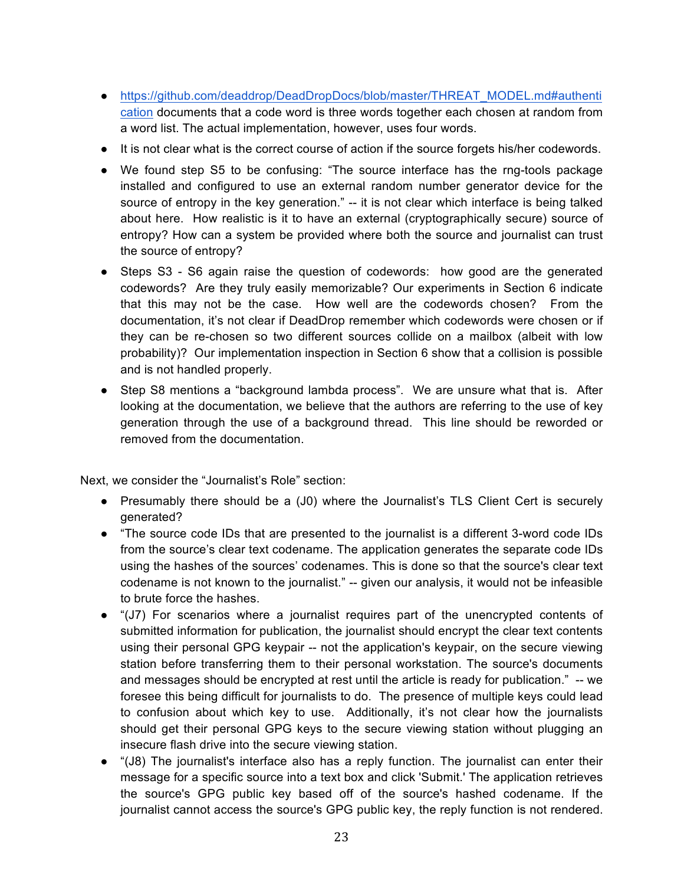- [https://github.com/deaddrop/DeadDropDocs/blob/master/THREAT_MODEL.md#authentication](https://github.com/deaddrop/DeadDropDocs/blob/master/THREAT_MODEL.md#authentication) documents that a code word is three words together each chosen at random from a word list. The actual implementation, however, uses four words.
- It is not clear what is the correct course of action if the source forgets his/her codewords.
- We found step S5 to be confusing: "The source interface has the rng-tools package installed and configured to use an external random number generator device for the source of entropy in the key generation." -- it is not clear which interface is being talked about here. How realistic is it to have an external (cryptographically secure) source of entropy? How can a system be provided where both the source and journalist can trust the source of entropy?
- Steps S3 - S6 again raise the question of codewords: how good are the generated codewords? Are they truly easily memorizable? Our experiments in Section 6 indicate that this may not be the case. How well are the codewords chosen? From the documentation, it's not clear if DeadDrop remember which codewords were chosen or if they can be re-chosen so two different sources collide on a mailbox (albeit with low probability)? Our implementation inspection in Section 6 show that a collision is possible and is not handled properly.
- Step S8 mentions a "background lambda process". We are unsure what that is. After looking at the documentation, we believe that the authors are referring to the use of key generation through the use of a background thread. This line should be reworded or removed from the documentation.

Next, we consider the "Journalist's Role" section:

- Presumably there should be a (J0) where the Journalist's TLS Client Cert is securely generated?
- "The source code IDs that are presented to the journalist is a different 3-word code IDs from the source's clear text codename. The application generates the separate code IDs using the hashes of the sources' codenames. This is done so that the source's clear text codename is not known to the journalist." -- given our analysis, it would not be infeasible to brute force the hashes.
- "(J7) For scenarios where a journalist requires part of the unencrypted contents of submitted information for publication, the journalist should encrypt the clear text contents using their personal GPG keypair -- not the application's keypair, on the secure viewing station before transferring them to their personal workstation. The source's documents and messages should be encrypted at rest until the article is ready for publication." -- we foresee this being difficult for journalists to do. The presence of multiple keys could lead to confusion about which key to use. Additionally, it's not clear how the journalists should get their personal GPG keys to the secure viewing station without plugging an insecure flash drive into the secure viewing station.
- "(J8) The journalist's interface also has a reply function. The journalist can enter their message for a specific source into a text box and click 'Submit.' The application retrieves the source's GPG public key based off of the source's hashed codename. If the journalist cannot access the source's GPG public key, the reply function is not rendered.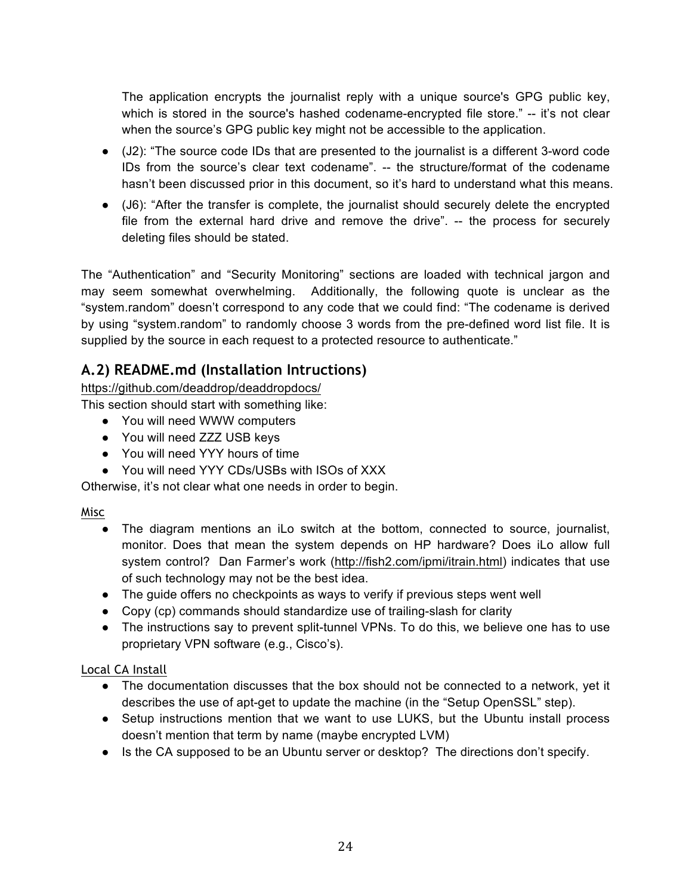The application encrypts the journalist reply with a unique source's GPG public key, which is stored in the source's hashed codename-encrypted file store." -- it's not clear when the source's GPG public key might not be accessible to the application.

- (J2): "The source code IDs that are presented to the journalist is a different 3-word code IDs from the source's clear text codename". -- the structure/format of the codename hasn't been discussed prior in this document, so it's hard to understand what this means.
- (J6): "After the transfer is complete, the journalist should securely delete the encrypted file from the external hard drive and remove the drive". -- the process for securely deleting files should be stated.

The "Authentication" and "Security Monitoring" sections are loaded with technical jargon and may seem somewhat overwhelming. Additionally, the following quote is unclear as the "system.random" doesn't correspond to any code that we could find: "The codename is derived by using "system.random" to randomly choose 3 words from the pre-defined word list file. It is supplied by the source in each request to a protected resource to authenticate."

## A.2) README.md (Installation Intructions)

https://github.com/deaddrop/deaddropdocs/

This section should start with something like:

- You will need WWW computers
- You will need ZZZ USB keys
- You will need YYY hours of time
- You will need YYY CDs/USBs with ISOs of XXX

Otherwise, it's not clear what one needs in order to begin.

Misc

- The diagram mentions an iLo switch at the bottom, connected to source, journalist, monitor. Does that mean the system depends on HP hardware? Does iLo allow full system control? Dan Farmer's work (http://fish2.com/ipmi/itrain.html) indicates that use of such technology may not be the best idea.
- The guide offers no checkpoints as ways to verify if previous steps went well
- Copy (cp) commands should standardize use of trailing-slash for clarity
- The instructions say to prevent split-tunnel VPNs. To do this, we believe one has to use proprietary VPN software (e.g., Cisco's).

Local CA Install

- The documentation discusses that the box should not be connected to a network, yet it describes the use of apt-get to update the machine (in the "Setup OpenSSL" step).
- Setup instructions mention that we want to use LUKS, but the Ubuntu install process doesn't mention that term by name (maybe encrypted LVM)
- Is the CA supposed to be an Ubuntu server or desktop? The directions don't specify.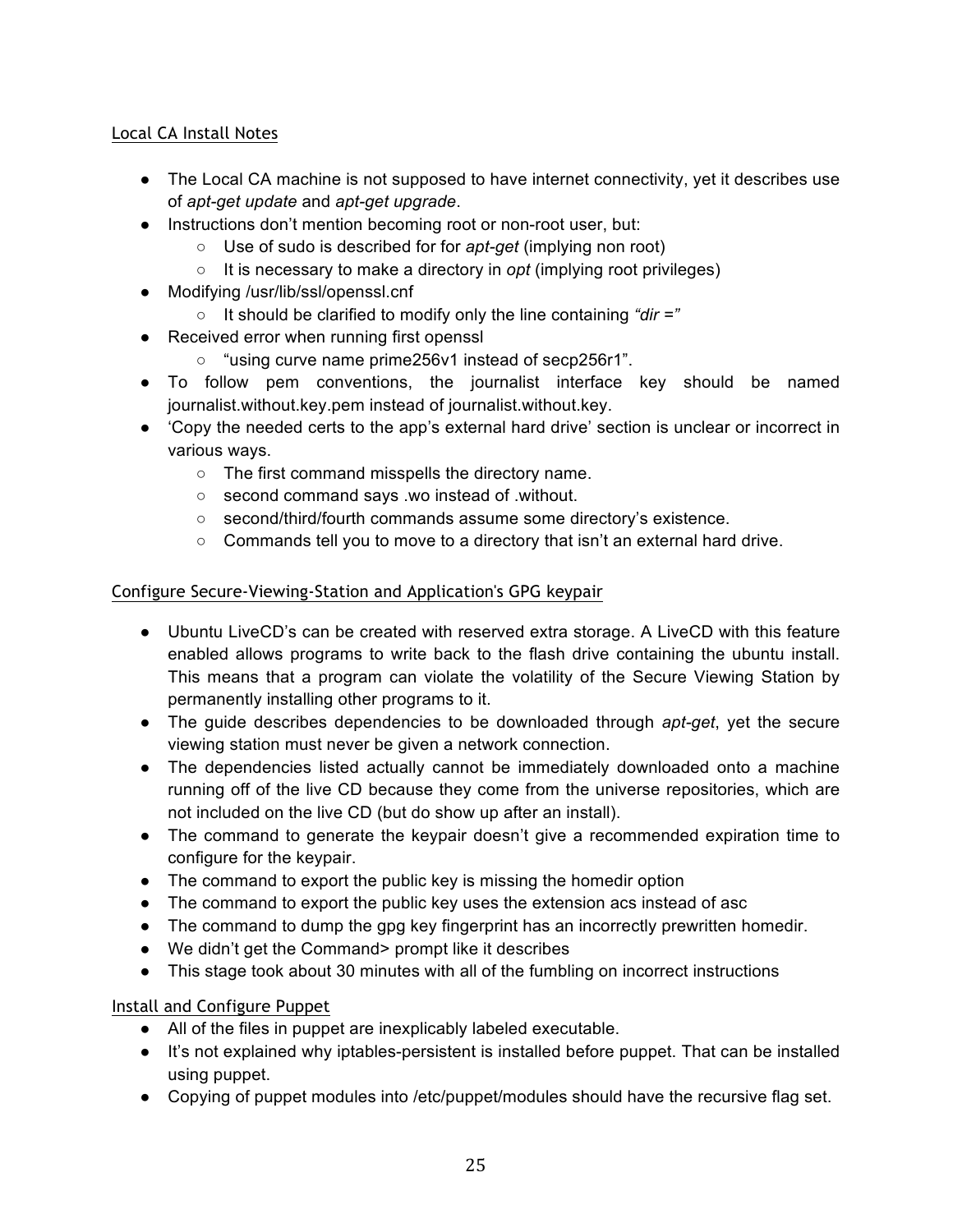## Local CA Install Notes

- The Local CA machine is not supposed to have internet connectivity, yet it describes use of *apt-get update* and *apt-get upgrade*.
- Instructions don't mention becoming root or non-root user, but:
    - Use of sudo is described for for *apt-get* (implying non root)
    - It is necessary to make a directory in *opt* (implying root privileges)
- Modifying /usr/lib/ssl/openssl.cnf
    - It should be clarified to modify only the line containing *"dir ="*
- Received error when running first openssl
    - "using curve name prime256v1 instead of secp256r1".
- To follow pem conventions, the journalist interface key should be named journalist.without.key.pem instead of journalist.without.key.
- 'Copy the needed certs to the app's external hard drive' section is unclear or incorrect in various ways.
    - The first command misspells the directory name.
    - second command says .wo instead of .without.
    - second/third/fourth commands assume some directory's existence.
    - Commands tell you to move to a directory that isn't an external hard drive.

## Configure Secure-Viewing-Station and Application's GPG keypair

- Ubuntu LiveCD's can be created with reserved extra storage. A LiveCD with this feature enabled allows programs to write back to the flash drive containing the ubuntu install. This means that a program can violate the volatility of the Secure Viewing Station by permanently installing other programs to it.
- The guide describes dependencies to be downloaded through *apt-get*, yet the secure viewing station must never be given a network connection.
- The dependencies listed actually cannot be immediately downloaded onto a machine running off of the live CD because they come from the universe repositories, which are not included on the live CD (but do show up after an install).
- The command to generate the keypair doesn't give a recommended expiration time to configure for the keypair.
- The command to export the public key is missing the homedir option
- The command to export the public key uses the extension acs instead of asc
- The command to dump the gpg key fingerprint has an incorrectly prewritten homedir.
- We didn't get the Command> prompt like it describes
- This stage took about 30 minutes with all of the fumbling on incorrect instructions

## Install and Configure Puppet

- All of the files in puppet are inexplicably labeled executable.
- It's not explained why iptables-persistent is installed before puppet. That can be installed using puppet.
- Copying of puppet modules into /etc/puppet/modules should have the recursive flag set.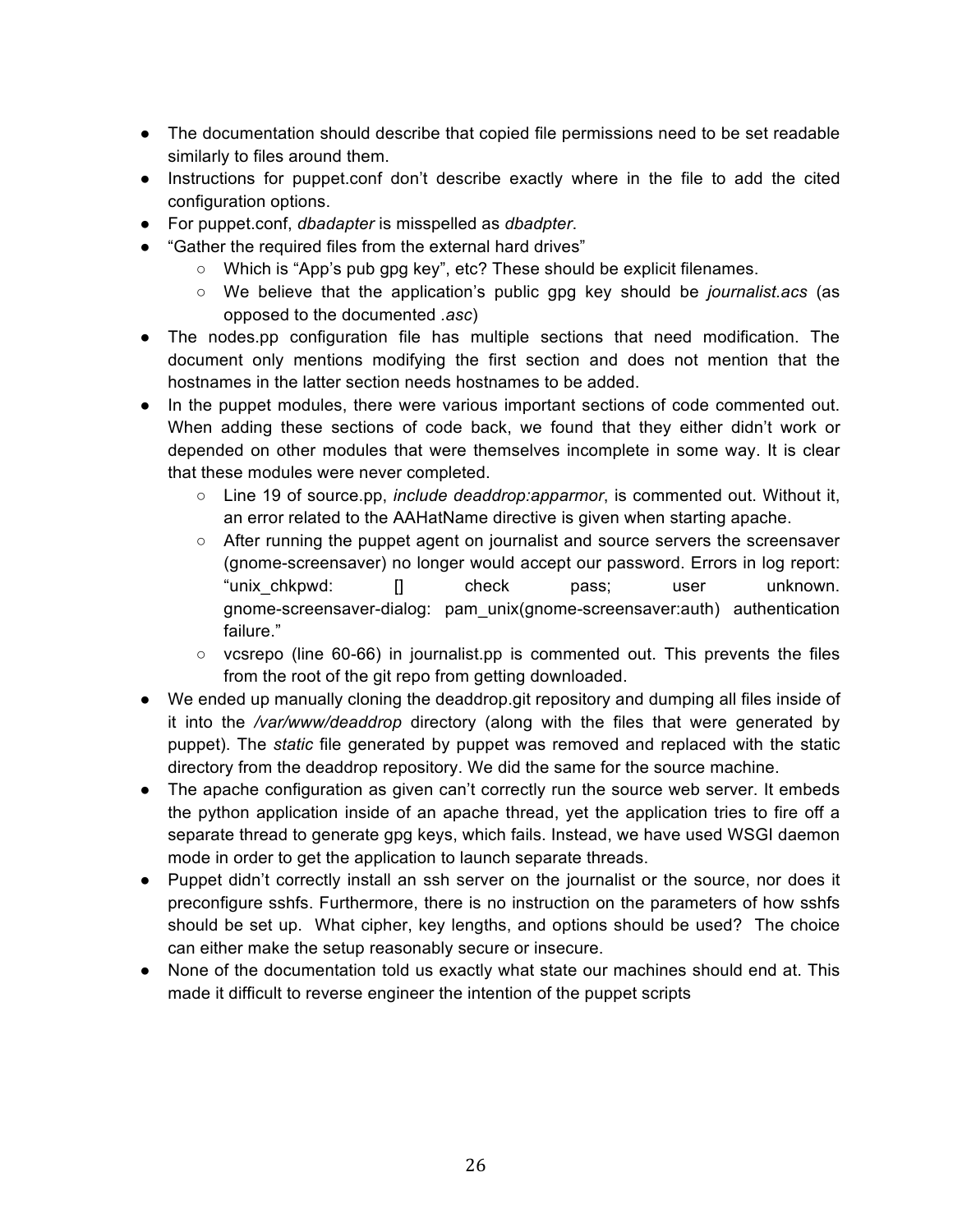- The documentation should describe that copied file permissions need to be set readable similarly to files around them.
- Instructions for puppet.conf don't describe exactly where in the file to add the cited configuration options.
- For puppet.conf, *dbadapter* is misspelled as *dbadpter*.
- "Gather the required files from the external hard drives"
    - Which is "App's pub gpg key", etc? These should be explicit filenames.
    - We believe that the application's public gpg key should be *journalist.acs* (as opposed to the documented *.asc*)
- The nodes.pp configuration file has multiple sections that need modification. The document only mentions modifying the first section and does not mention that the hostnames in the latter section needs hostnames to be added.
- In the puppet modules, there were various important sections of code commented out. When adding these sections of code back, we found that they either didn't work or depended on other modules that were themselves incomplete in some way. It is clear that these modules were never completed.
    - Line 19 of source.pp, *include deaddrop:apparmor*, is commented out. Without it, an error related to the AAHatName directive is given when starting apache.
    - After running the puppet agent on journalist and source servers the screensaver (gnome-screensaver) no longer would accept our password. Errors in log report: "unix_chkpwd: [] check pass; user unknown. gnome-screensaver-dialog: pam_unix(gnome-screensaver:auth) authentication failure."
    - vcsrepo (line 60-66) in journalist.pp is commented out. This prevents the files from the root of the git repo from getting downloaded.
- We ended up manually cloning the deaddrop.git repository and dumping all files inside of it into the */var/www/deaddrop* directory (along with the files that were generated by puppet). The *static* file generated by puppet was removed and replaced with the static directory from the deaddrop repository. We did the same for the source machine.
- The apache configuration as given can't correctly run the source web server. It embeds the python application inside of an apache thread, yet the application tries to fire off a separate thread to generate gpg keys, which fails. Instead, we have used WSGI daemon mode in order to get the application to launch separate threads.
- Puppet didn't correctly install an ssh server on the journalist or the source, nor does it preconfigure sshfs. Furthermore, there is no instruction on the parameters of how sshfs should be set up. What cipher, key lengths, and options should be used? The choice can either make the setup reasonably secure or insecure.
- None of the documentation told us exactly what state our machines should end at. This made it difficult to reverse engineer the intention of the puppet scripts